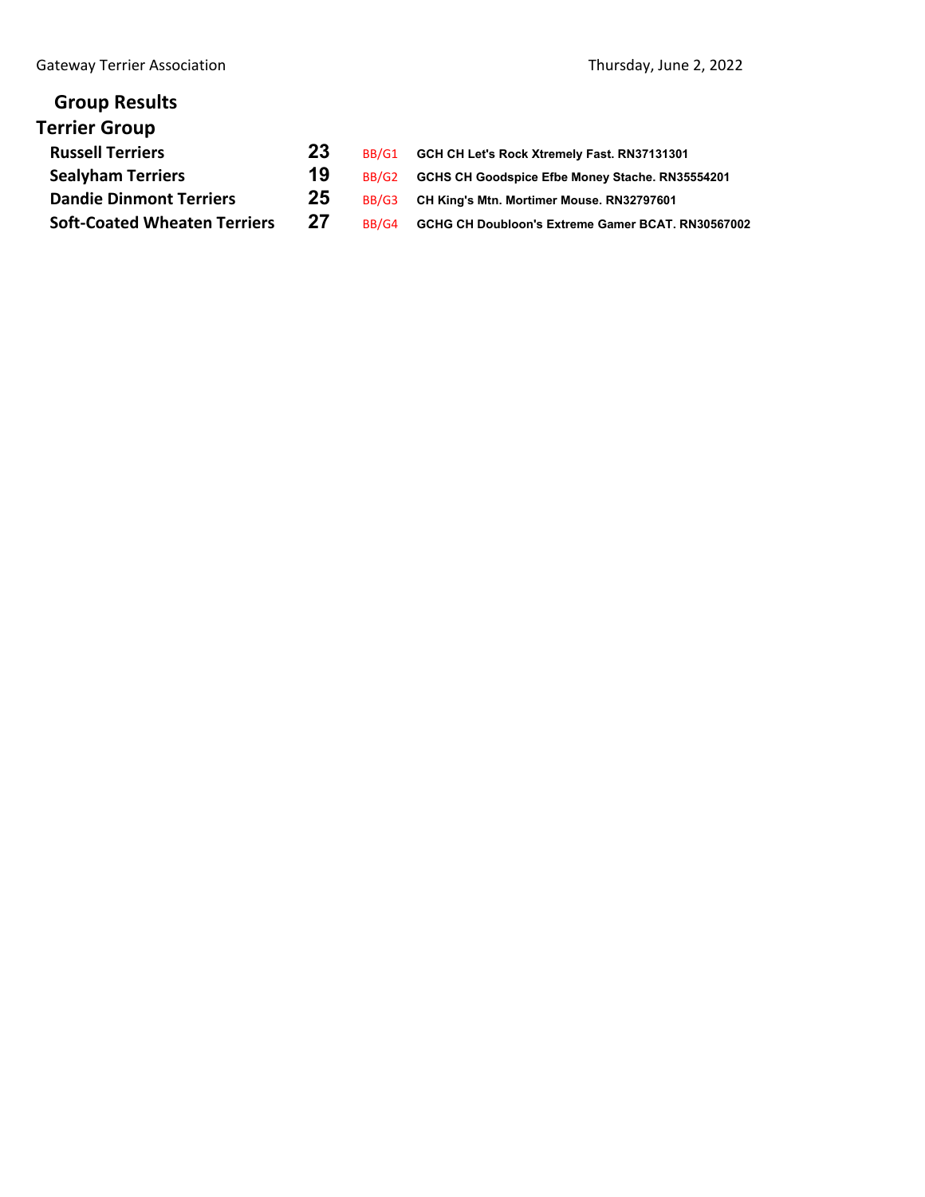Gateway Terrier Association

Thursday, June 2, 2022

## Group Results

### Terrier Group

| | | | |
|---|---|---|---|
| **Russell Terriers** | **23** | BB/G1 | **GCH CH Let's Rock Xtremely Fast. RN37131301** |
| **Sealyham Terriers** | **19** | BB/G2 | **GCHS CH Goodspice Efbe Money Stache. RN35554201** |
| **Dandie Dinmont Terriers** | **25** | BB/G3 | **CH King's Mtn. Mortimer Mouse. RN32797601** |
| **Soft-Coated Wheaten Terriers** | **27** | BB/G4 | **GCHG CH Doubloon's Extreme Gamer BCAT. RN30567002** |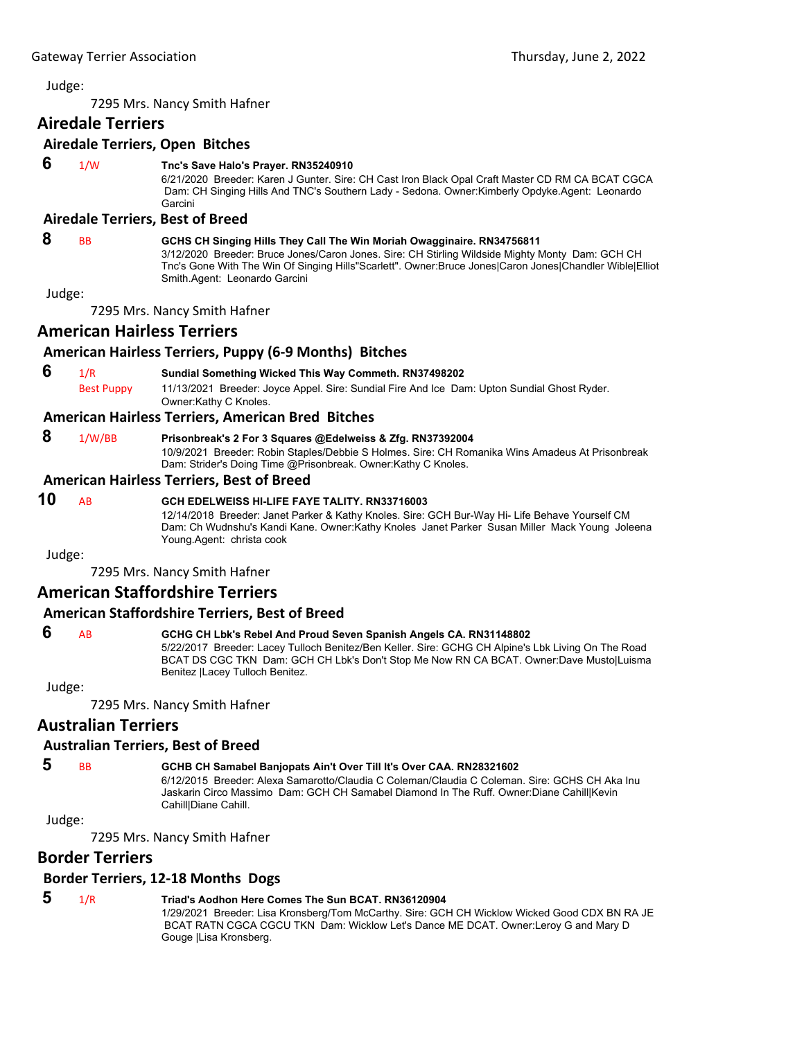Judge:

7295 Mrs. Nancy Smith Hafner

## Airedale Terriers

### Airedale Terriers, Open Bitches

**6** 1/W **Tnc's Save Halo's Prayer. RN35240910**
6/21/2020 Breeder: Karen J Gunter. Sire: CH Cast Iron Black Opal Craft Master CD RM CA BCAT CGCA Dam: CH Singing Hills And TNC's Southern Lady - Sedona. Owner:Kimberly Opdyke.Agent: Leonardo Garcini

### Airedale Terriers, Best of Breed

**8** BB **GCHS CH Singing Hills They Call The Win Moriah Owagginaire. RN34756811**
3/12/2020 Breeder: Bruce Jones/Caron Jones. Sire: CH Stirling Wildside Mighty Monty Dam: GCH CH Tnc's Gone With The Win Of Singing Hills"Scarlett". Owner:Bruce Jones|Caron Jones|Chandler Wible|Elliot Smith.Agent: Leonardo Garcini

Judge:

7295 Mrs. Nancy Smith Hafner

## American Hairless Terriers

### American Hairless Terriers, Puppy (6-9 Months) Bitches

**6** 1/R Best Puppy **Sundial Something Wicked This Way Commeth. RN37498202**
11/13/2021 Breeder: Joyce Appel. Sire: Sundial Fire And Ice Dam: Upton Sundial Ghost Ryder. Owner:Kathy C Knoles.

### American Hairless Terriers, American Bred Bitches

**8** 1/W/BB **Prisonbreak's 2 For 3 Squares @Edelweiss & Zfg. RN37392004**
10/9/2021 Breeder: Robin Staples/Debbie S Holmes. Sire: CH Romanika Wins Amadeus At Prisonbreak Dam: Strider's Doing Time @Prisonbreak. Owner:Kathy C Knoles.

### American Hairless Terriers, Best of Breed

**10** AB **GCH EDELWEISS HI-LIFE FAYE TALITY. RN33716003**
12/14/2018 Breeder: Janet Parker & Kathy Knoles. Sire: GCH Bur-Way Hi- Life Behave Yourself CM Dam: Ch Wudnshu's Kandi Kane. Owner:Kathy Knoles Janet Parker Susan Miller Mack Young Joleena Young.Agent: christa cook

Judge:

7295 Mrs. Nancy Smith Hafner

## American Staffordshire Terriers

### American Staffordshire Terriers, Best of Breed

**6** AB **GCHG CH Lbk's Rebel And Proud Seven Spanish Angels CA. RN31148802**
5/22/2017 Breeder: Lacey Tulloch Benitez/Ben Keller. Sire: GCHG CH Alpine's Lbk Living On The Road BCAT DS CGC TKN Dam: GCH CH Lbk's Don't Stop Me Now RN CA BCAT. Owner:Dave Musto|Luisma Benitez |Lacey Tulloch Benitez.

Judge:

7295 Mrs. Nancy Smith Hafner

## Australian Terriers

### Australian Terriers, Best of Breed

**5** BB **GCHB CH Samabel Banjopats Ain't Over Till It's Over CAA. RN28321602**
6/12/2015 Breeder: Alexa Samarotto/Claudia C Coleman/Claudia C Coleman. Sire: GCHS CH Aka Inu Jaskarin Circo Massimo Dam: GCH CH Samabel Diamond In The Ruff. Owner:Diane Cahill|Kevin Cahill|Diane Cahill.

Judge:

7295 Mrs. Nancy Smith Hafner

## Border Terriers

### Border Terriers, 12-18 Months Dogs

**5** 1/R **Triad's Aodhon Here Comes The Sun BCAT. RN36120904**
1/29/2021 Breeder: Lisa Kronsberg/Tom McCarthy. Sire: GCH CH Wicklow Wicked Good CDX BN RA JE BCAT RATN CGCA CGCU TKN Dam: Wicklow Let's Dance ME DCAT. Owner:Leroy G and Mary D Gouge |Lisa Kronsberg.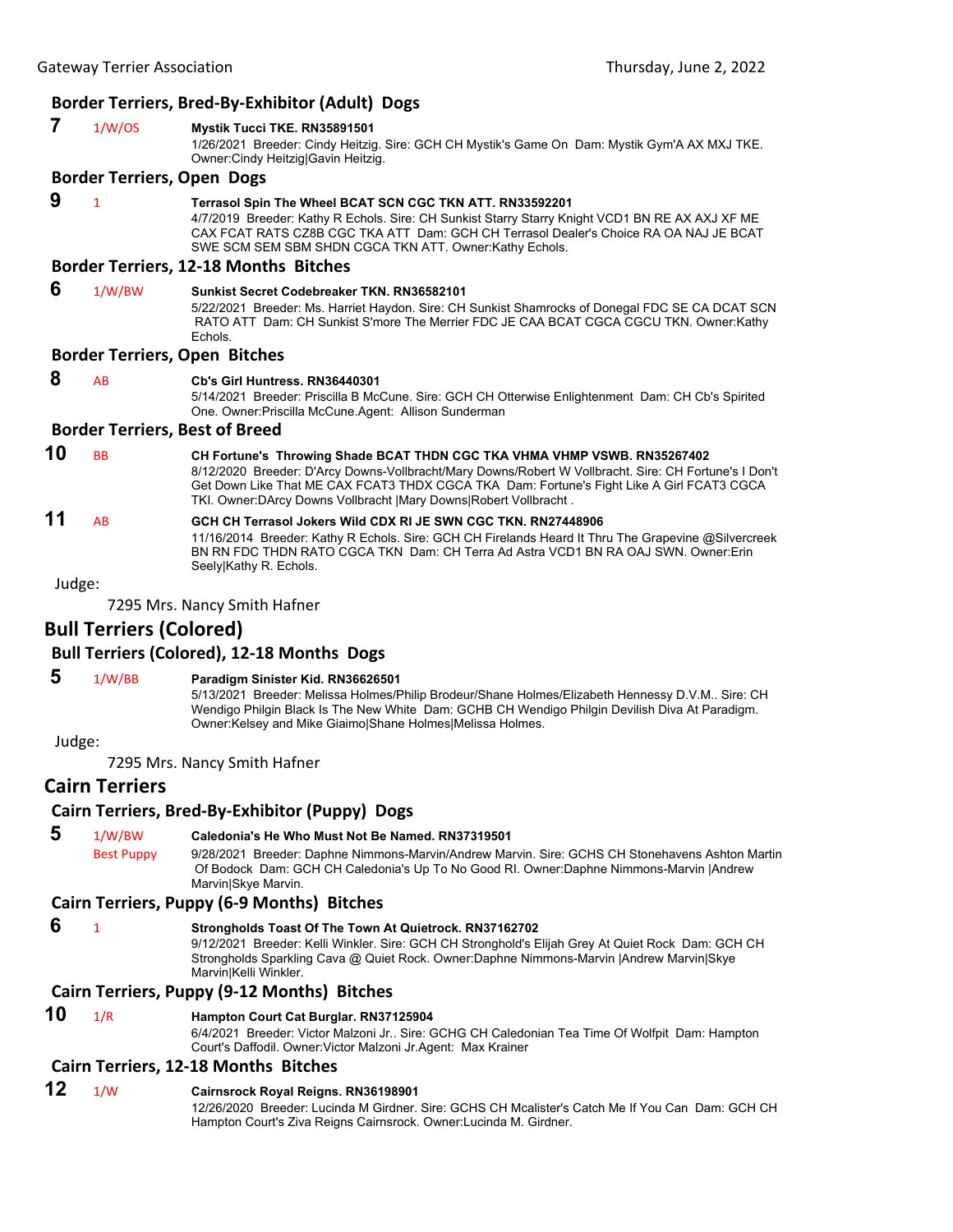### Border Terriers, Bred-By-Exhibitor (Adult) Dogs

**7** 1/W/OS **Mystik Tucci TKE. RN35891501**
1/26/2021 Breeder: Cindy Heitzig. Sire: GCH CH Mystik's Game On Dam: Mystik Gym'A AX MXJ TKE. Owner:Cindy Heitzig|Gavin Heitzig.

### Border Terriers, Open Dogs

**9** 1 **Terrasol Spin The Wheel BCAT SCN CGC TKN ATT. RN33592201**
4/7/2019 Breeder: Kathy R Echols. Sire: CH Sunkist Starry Starry Knight VCD1 BN RE AX AXJ XF ME CAX FCAT RATS CZ8B CGC TKA ATT Dam: GCH CH Terrasol Dealer's Choice RA OA NAJ JE BCAT SWE SCM SEM SBM SHDN CGCA TKN ATT. Owner:Kathy Echols.

### Border Terriers, 12-18 Months Bitches

**6** 1/W/BW **Sunkist Secret Codebreaker TKN. RN36582101**
5/22/2021 Breeder: Ms. Harriet Haydon. Sire: CH Sunkist Shamrocks of Donegal FDC SE CA DCAT SCN RATO ATT Dam: CH Sunkist S'more The Merrier FDC JE CAA BCAT CGCA CGCU TKN. Owner:Kathy Echols.

### Border Terriers, Open Bitches

**8** AB **Cb's Girl Huntress. RN36440301**
5/14/2021 Breeder: Priscilla B McCune. Sire: GCH CH Otterwise Enlightenment Dam: CH Cb's Spirited One. Owner:Priscilla McCune.Agent: Allison Sunderman

### Border Terriers, Best of Breed

**10** BB **CH Fortune's Throwing Shade BCAT THDN CGC TKA VHMA VHMP VSWB. RN35267402**
8/12/2020 Breeder: D'Arcy Downs-Vollbracht/Mary Downs/Robert W Vollbracht. Sire: CH Fortune's I Don't Get Down Like That ME CAX FCAT3 THDX CGCA TKA Dam: Fortune's Fight Like A Girl FCAT3 CGCA TKI. Owner:DArcy Downs Vollbracht |Mary Downs|Robert Vollbracht .

**11** AB **GCH CH Terrasol Jokers Wild CDX RI JE SWN CGC TKN. RN27448906**
11/16/2014 Breeder: Kathy R Echols. Sire: GCH CH Firelands Heard It Thru The Grapevine @Silvercreek BN RN FDC THDN RATO CGCA TKN Dam: CH Terra Ad Astra VCD1 BN RA OAJ SWN. Owner:Erin Seely|Kathy R. Echols.

Judge:

7295 Mrs. Nancy Smith Hafner

## Bull Terriers (Colored)

### Bull Terriers (Colored), 12-18 Months Dogs

**5** 1/W/BB **Paradigm Sinister Kid. RN36626501**
5/13/2021 Breeder: Melissa Holmes/Philip Brodeur/Shane Holmes/Elizabeth Hennessy D.V.M.. Sire: CH Wendigo Philgin Black Is The New White Dam: GCHB CH Wendigo Philgin Devilish Diva At Paradigm. Owner:Kelsey and Mike Giaimo|Shane Holmes|Melissa Holmes.

Judge:

7295 Mrs. Nancy Smith Hafner

## Cairn Terriers

### Cairn Terriers, Bred-By-Exhibitor (Puppy) Dogs

**5** 1/W/BW Best Puppy **Caledonia's He Who Must Not Be Named. RN37319501**
9/28/2021 Breeder: Daphne Nimmons-Marvin/Andrew Marvin. Sire: GCHS CH Stonehavens Ashton Martin Of Bodock Dam: GCH CH Caledonia's Up To No Good RI. Owner:Daphne Nimmons-Marvin |Andrew Marvin|Skye Marvin.

### Cairn Terriers, Puppy (6-9 Months) Bitches

**6** 1 **Strongholds Toast Of The Town At Quietrock. RN37162702**
9/12/2021 Breeder: Kelli Winkler. Sire: GCH CH Stronghold's Elijah Grey At Quiet Rock Dam: GCH CH Strongholds Sparkling Cava @ Quiet Rock. Owner:Daphne Nimmons-Marvin |Andrew Marvin|Skye Marvin|Kelli Winkler.

### Cairn Terriers, Puppy (9-12 Months) Bitches

**10** 1/R **Hampton Court Cat Burglar. RN37125904**
6/4/2021 Breeder: Victor Malzoni Jr.. Sire: GCHG CH Caledonian Tea Time Of Wolfpit Dam: Hampton Court's Daffodil. Owner:Victor Malzoni Jr.Agent: Max Krainer

### Cairn Terriers, 12-18 Months Bitches

**12** 1/W **Cairnsrock Royal Reigns. RN36198901**
12/26/2020 Breeder: Lucinda M Girdner. Sire: GCHS CH Mcalister's Catch Me If You Can Dam: GCH CH Hampton Court's Ziva Reigns Cairnsrock. Owner:Lucinda M. Girdner.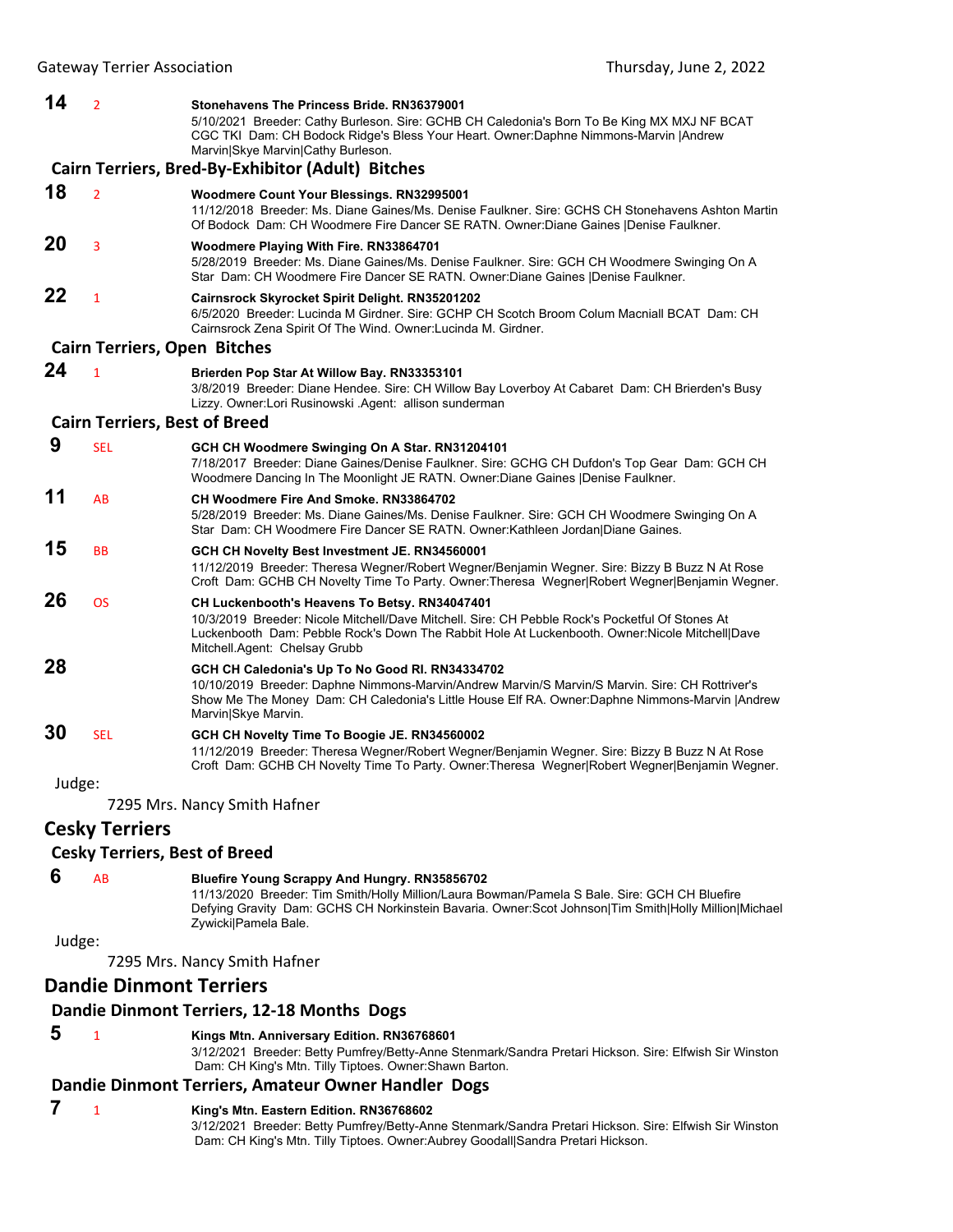**14** 2 **Stonehavens The Princess Bride. RN36379001**
5/10/2021 Breeder: Cathy Burleson. Sire: GCHB CH Caledonia's Born To Be King MX MXJ NF BCAT CGC TKI Dam: CH Bodock Ridge's Bless Your Heart. Owner:Daphne Nimmons-Marvin |Andrew Marvin|Skye Marvin|Cathy Burleson.

### Cairn Terriers, Bred-By-Exhibitor (Adult) Bitches

**18** 2 **Woodmere Count Your Blessings. RN32995001**
11/12/2018 Breeder: Ms. Diane Gaines/Ms. Denise Faulkner. Sire: GCHS CH Stonehavens Ashton Martin Of Bodock Dam: CH Woodmere Fire Dancer SE RATN. Owner:Diane Gaines |Denise Faulkner.

**20** 3 **Woodmere Playing With Fire. RN33864701**
5/28/2019 Breeder: Ms. Diane Gaines/Ms. Denise Faulkner. Sire: GCH CH Woodmere Swinging On A Star Dam: CH Woodmere Fire Dancer SE RATN. Owner:Diane Gaines |Denise Faulkner.

**22** 1 **Cairnsrock Skyrocket Spirit Delight. RN35201202**
6/5/2020 Breeder: Lucinda M Girdner. Sire: GCHP CH Scotch Broom Colum Macniall BCAT Dam: CH Cairnsrock Zena Spirit Of The Wind. Owner:Lucinda M. Girdner.

### Cairn Terriers, Open Bitches

**24** 1 **Brierden Pop Star At Willow Bay. RN33353101**
3/8/2019 Breeder: Diane Hendee. Sire: CH Willow Bay Loverboy At Cabaret Dam: CH Brierden's Busy Lizzy. Owner:Lori Rusinowski .Agent: allison sunderman

### Cairn Terriers, Best of Breed

**9** SEL **GCH CH Woodmere Swinging On A Star. RN31204101**
7/18/2017 Breeder: Diane Gaines/Denise Faulkner. Sire: GCHG CH Dufdon's Top Gear Dam: GCH CH Woodmere Dancing In The Moonlight JE RATN. Owner:Diane Gaines |Denise Faulkner.

**11** AB **CH Woodmere Fire And Smoke. RN33864702**
5/28/2019 Breeder: Ms. Diane Gaines/Ms. Denise Faulkner. Sire: GCH CH Woodmere Swinging On A Star Dam: CH Woodmere Fire Dancer SE RATN. Owner:Kathleen Jordan|Diane Gaines.

**15** BB **GCH CH Novelty Best Investment JE. RN34560001**
11/12/2019 Breeder: Theresa Wegner/Robert Wegner/Benjamin Wegner. Sire: Bizzy B Buzz N At Rose Croft Dam: GCHB CH Novelty Time To Party. Owner:Theresa Wegner|Robert Wegner|Benjamin Wegner.

**26** OS **CH Luckenbooth's Heavens To Betsy. RN34047401**
10/3/2019 Breeder: Nicole Mitchell/Dave Mitchell. Sire: CH Pebble Rock's Pocketful Of Stones At Luckenbooth Dam: Pebble Rock's Down The Rabbit Hole At Luckenbooth. Owner:Nicole Mitchell|Dave Mitchell.Agent: Chelsay Grubb

**28** **GCH CH Caledonia's Up To No Good RI. RN34334702**
10/10/2019 Breeder: Daphne Nimmons-Marvin/Andrew Marvin/S Marvin/S Marvin. Sire: CH Rottriver's Show Me The Money Dam: CH Caledonia's Little House Elf RA. Owner:Daphne Nimmons-Marvin |Andrew Marvin|Skye Marvin.

**30** SEL **GCH CH Novelty Time To Boogie JE. RN34560002**
11/12/2019 Breeder: Theresa Wegner/Robert Wegner/Benjamin Wegner. Sire: Bizzy B Buzz N At Rose Croft Dam: GCHB CH Novelty Time To Party. Owner:Theresa Wegner|Robert Wegner|Benjamin Wegner.

Judge:

7295 Mrs. Nancy Smith Hafner

## Cesky Terriers

### Cesky Terriers, Best of Breed

**6** AB **Bluefire Young Scrappy And Hungry. RN35856702**
11/13/2020 Breeder: Tim Smith/Holly Million/Laura Bowman/Pamela S Bale. Sire: GCH CH Bluefire Defying Gravity Dam: GCHS CH Norkinstein Bavaria. Owner:Scot Johnson|Tim Smith|Holly Million|Michael Zywicki|Pamela Bale.

Judge:

7295 Mrs. Nancy Smith Hafner

## Dandie Dinmont Terriers

### Dandie Dinmont Terriers, 12-18 Months Dogs

**5** 1 **Kings Mtn. Anniversary Edition. RN36768601**
3/12/2021 Breeder: Betty Pumfrey/Betty-Anne Stenmark/Sandra Pretari Hickson. Sire: Elfwish Sir Winston Dam: CH King's Mtn. Tilly Tiptoes. Owner:Shawn Barton.

### Dandie Dinmont Terriers, Amateur Owner Handler Dogs

**7** 1 **King's Mtn. Eastern Edition. RN36768602**
3/12/2021 Breeder: Betty Pumfrey/Betty-Anne Stenmark/Sandra Pretari Hickson. Sire: Elfwish Sir Winston Dam: CH King's Mtn. Tilly Tiptoes. Owner:Aubrey Goodall|Sandra Pretari Hickson.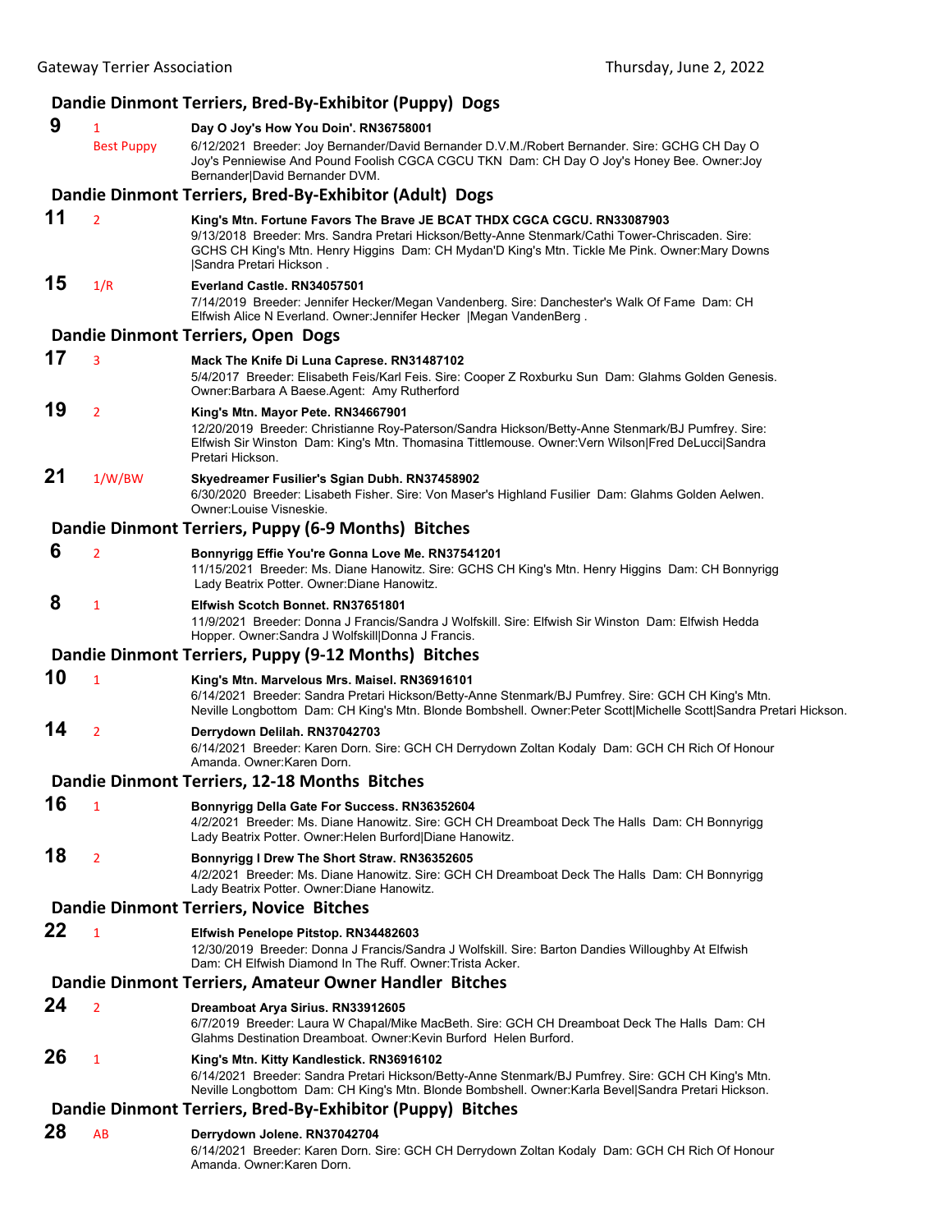## Dandie Dinmont Terriers, Bred-By-Exhibitor (Puppy) Dogs

**9** 1 Best Puppy **Day O Joy's How You Doin'. RN36758001**
6/12/2021 Breeder: Joy Bernander/David Bernander D.V.M./Robert Bernander. Sire: GCHG CH Day O Joy's Penniewise And Pound Foolish CGCA CGCU TKN Dam: CH Day O Joy's Honey Bee. Owner:Joy Bernander|David Bernander DVM.

## Dandie Dinmont Terriers, Bred-By-Exhibitor (Adult) Dogs

**11** 2 **King's Mtn. Fortune Favors The Brave JE BCAT THDX CGCA CGCU. RN33087903**
9/13/2018 Breeder: Mrs. Sandra Pretari Hickson/Betty-Anne Stenmark/Cathi Tower-Chriscaden. Sire: GCHS CH King's Mtn. Henry Higgins Dam: CH Mydan'D King's Mtn. Tickle Me Pink. Owner:Mary Downs |Sandra Pretari Hickson .

**15** 1/R **Everland Castle. RN34057501**
7/14/2019 Breeder: Jennifer Hecker/Megan Vandenberg. Sire: Danchester's Walk Of Fame Dam: CH Elfwish Alice N Everland. Owner:Jennifer Hecker |Megan VandenBerg .

## Dandie Dinmont Terriers, Open Dogs

**17** 3 **Mack The Knife Di Luna Caprese. RN31487102**
5/4/2017 Breeder: Elisabeth Feis/Karl Feis. Sire: Cooper Z Roxburku Sun Dam: Glahms Golden Genesis. Owner:Barbara A Baese.Agent: Amy Rutherford

**19** 2 **King's Mtn. Mayor Pete. RN34667901**
12/20/2019 Breeder: Christianne Roy-Paterson/Sandra Hickson/Betty-Anne Stenmark/BJ Pumfrey. Sire: Elfwish Sir Winston Dam: King's Mtn. Thomasina Tittlemouse. Owner:Vern Wilson|Fred DeLucci|Sandra Pretari Hickson.

**21** 1/W/BW **Skyedreamer Fusilier's Sgian Dubh. RN37458902**
6/30/2020 Breeder: Lisabeth Fisher. Sire: Von Maser's Highland Fusilier Dam: Glahms Golden Aelwen. Owner:Louise Visneskie.

## Dandie Dinmont Terriers, Puppy (6-9 Months) Bitches

**6** 2 **Bonnyrigg Effie You're Gonna Love Me. RN37541201**
11/15/2021 Breeder: Ms. Diane Hanowitz. Sire: GCHS CH King's Mtn. Henry Higgins Dam: CH Bonnyrigg Lady Beatrix Potter. Owner:Diane Hanowitz.

**8** 1 **Elfwish Scotch Bonnet. RN37651801**
11/9/2021 Breeder: Donna J Francis/Sandra J Wolfskill. Sire: Elfwish Sir Winston Dam: Elfwish Hedda Hopper. Owner:Sandra J Wolfskill|Donna J Francis.

## Dandie Dinmont Terriers, Puppy (9-12 Months) Bitches

**10** 1 **King's Mtn. Marvelous Mrs. Maisel. RN36916101**
6/14/2021 Breeder: Sandra Pretari Hickson/Betty-Anne Stenmark/BJ Pumfrey. Sire: GCH CH King's Mtn. Neville Longbottom Dam: CH King's Mtn. Blonde Bombshell. Owner:Peter Scott|Michelle Scott|Sandra Pretari Hickson.

**14** 2 **Derrydown Delilah. RN37042703**
6/14/2021 Breeder: Karen Dorn. Sire: GCH CH Derrydown Zoltan Kodaly Dam: GCH CH Rich Of Honour Amanda. Owner:Karen Dorn.

## Dandie Dinmont Terriers, 12-18 Months Bitches

**16** 1 **Bonnyrigg Della Gate For Success. RN36352604**
4/2/2021 Breeder: Ms. Diane Hanowitz. Sire: GCH CH Dreamboat Deck The Halls Dam: CH Bonnyrigg Lady Beatrix Potter. Owner:Helen Burford|Diane Hanowitz.

**18** 2 **Bonnyrigg I Drew The Short Straw. RN36352605**
4/2/2021 Breeder: Ms. Diane Hanowitz. Sire: GCH CH Dreamboat Deck The Halls Dam: CH Bonnyrigg Lady Beatrix Potter. Owner:Diane Hanowitz.

## Dandie Dinmont Terriers, Novice Bitches

**22** 1 **Elfwish Penelope Pitstop. RN34482603**
12/30/2019 Breeder: Donna J Francis/Sandra J Wolfskill. Sire: Barton Dandies Willoughby At Elfwish Dam: CH Elfwish Diamond In The Ruff. Owner:Trista Acker.

## Dandie Dinmont Terriers, Amateur Owner Handler Bitches

**24** 2 **Dreamboat Arya Sirius. RN33912605**
6/7/2019 Breeder: Laura W Chapal/Mike MacBeth. Sire: GCH CH Dreamboat Deck The Halls Dam: CH Glahms Destination Dreamboat. Owner:Kevin Burford Helen Burford.

**26** 1 **King's Mtn. Kitty Kandlestick. RN36916102**
6/14/2021 Breeder: Sandra Pretari Hickson/Betty-Anne Stenmark/BJ Pumfrey. Sire: GCH CH King's Mtn. Neville Longbottom Dam: CH King's Mtn. Blonde Bombshell. Owner:Karla Bevel|Sandra Pretari Hickson.

## Dandie Dinmont Terriers, Bred-By-Exhibitor (Puppy) Bitches

**28** AB **Derrydown Jolene. RN37042704**
6/14/2021 Breeder: Karen Dorn. Sire: GCH CH Derrydown Zoltan Kodaly Dam: GCH CH Rich Of Honour Amanda. Owner:Karen Dorn.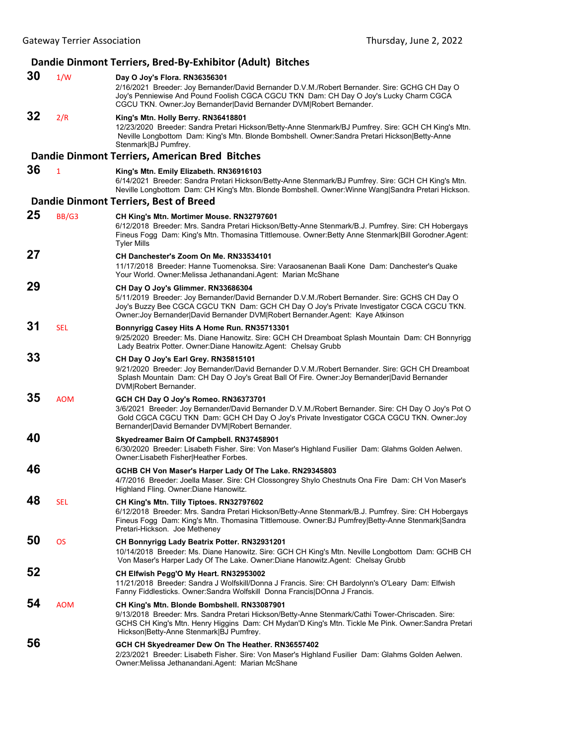## Dandie Dinmont Terriers, Bred-By-Exhibitor (Adult) Bitches

**30** 1/W **Day O Joy's Flora. RN36356301**
2/16/2021 Breeder: Joy Bernander/David Bernander D.V.M./Robert Bernander. Sire: GCHG CH Day O Joy's Penniewise And Pound Foolish CGCA CGCU TKN Dam: CH Day O Joy's Lucky Charm CGCA CGCU TKN. Owner:Joy Bernander|David Bernander DVM|Robert Bernander.

**32** 2/R **King's Mtn. Holly Berry. RN36418801**
12/23/2020 Breeder: Sandra Pretari Hickson/Betty-Anne Stenmark/BJ Pumfrey. Sire: GCH CH King's Mtn. Neville Longbottom Dam: King's Mtn. Blonde Bombshell. Owner:Sandra Pretari Hickson|Betty-Anne Stenmark|BJ Pumfrey.

## Dandie Dinmont Terriers, American Bred Bitches

**36** 1 **King's Mtn. Emily Elizabeth. RN36916103**
6/14/2021 Breeder: Sandra Pretari Hickson/Betty-Anne Stenmark/BJ Pumfrey. Sire: GCH CH King's Mtn. Neville Longbottom Dam: CH King's Mtn. Blonde Bombshell. Owner:Winne Wang|Sandra Pretari Hickson.

## Dandie Dinmont Terriers, Best of Breed

**25** BB/G3 **CH King's Mtn. Mortimer Mouse. RN32797601**
6/12/2018 Breeder: Mrs. Sandra Pretari Hickson/Betty-Anne Stenmark/B.J. Pumfrey. Sire: CH Hobergays Fineus Fogg Dam: King's Mtn. Thomasina Tittlemouse. Owner:Betty Anne Stenmark|Bill Gorodner.Agent: Tyler Mills

**27** **CH Danchester's Zoom On Me. RN33534101**
11/17/2018 Breeder: Hanne Tuomenoksa. Sire: Varaosanenan Baali Kone Dam: Danchester's Quake Your World. Owner:Melissa Jethanandani.Agent: Marian McShane

**29** **CH Day O Joy's Glimmer. RN33686304**
5/11/2019 Breeder: Joy Bernander/David Bernander D.V.M./Robert Bernander. Sire: GCHS CH Day O Joy's Buzzy Bee CGCA CGCU TKN Dam: GCH CH Day O Joy's Private Investigator CGCA CGCU TKN. Owner:Joy Bernander|David Bernander DVM|Robert Bernander.Agent: Kaye Atkinson

**31** SEL **Bonnyrigg Casey Hits A Home Run. RN35713301**
9/25/2020 Breeder: Ms. Diane Hanowitz. Sire: GCH CH Dreamboat Splash Mountain Dam: CH Bonnyrigg Lady Beatrix Potter. Owner:Diane Hanowitz.Agent: Chelsay Grubb

**33** **CH Day O Joy's Earl Grey. RN35815101**
9/21/2020 Breeder: Joy Bernander/David Bernander D.V.M./Robert Bernander. Sire: GCH CH Dreamboat Splash Mountain Dam: CH Day O Joy's Great Ball Of Fire. Owner:Joy Bernander|David Bernander DVM|Robert Bernander.

**35** AOM **GCH CH Day O Joy's Romeo. RN36373701**
3/6/2021 Breeder: Joy Bernander/David Bernander D.V.M./Robert Bernander. Sire: CH Day O Joy's Pot O Gold CGCA CGCU TKN Dam: GCH CH Day O Joy's Private Investigator CGCA CGCU TKN. Owner:Joy Bernander|David Bernander DVM|Robert Bernander.

**40** **Skyedreamer Bairn Of Campbell. RN37458901**
6/30/2020 Breeder: Lisabeth Fisher. Sire: Von Maser's Highland Fusilier Dam: Glahms Golden Aelwen. Owner:Lisabeth Fisher|Heather Forbes.

**46** **GCHB CH Von Maser's Harper Lady Of The Lake. RN29345803**
4/7/2016 Breeder: Joella Maser. Sire: CH Clossongrey Shylo Chestnuts Ona Fire Dam: CH Von Maser's Highland Fling. Owner:Diane Hanowitz.

**48** SEL **CH King's Mtn. Tilly Tiptoes. RN32797602**
6/12/2018 Breeder: Mrs. Sandra Pretari Hickson/Betty-Anne Stenmark/B.J. Pumfrey. Sire: CH Hobergays Fineus Fogg Dam: King's Mtn. Thomasina Tittlemouse. Owner:BJ Pumfrey|Betty-Anne Stenmark|Sandra Pretari-Hickson. Joe Metheney

**50** OS **CH Bonnyrigg Lady Beatrix Potter. RN32931201**
10/14/2018 Breeder: Ms. Diane Hanowitz. Sire: GCH CH King's Mtn. Neville Longbottom Dam: GCHB CH Von Maser's Harper Lady Of The Lake. Owner:Diane Hanowitz.Agent: Chelsay Grubb

**52** **CH Elfwish Pegg'O My Heart. RN32953002**
11/21/2018 Breeder: Sandra J Wolfskill/Donna J Francis. Sire: CH Bardolynn's O'Leary Dam: Elfwish Fanny Fiddlesticks. Owner:Sandra Wolfskill Donna Francis|DOnna J Francis.

**54** AOM **CH King's Mtn. Blonde Bombshell. RN33087901**
9/13/2018 Breeder: Mrs. Sandra Pretari Hickson/Betty-Anne Stenmark/Cathi Tower-Chriscaden. Sire: GCHS CH King's Mtn. Henry Higgins Dam: CH Mydan'D King's Mtn. Tickle Me Pink. Owner:Sandra Pretari Hickson|Betty-Anne Stenmark|BJ Pumfrey.

**56** **GCH CH Skyedreamer Dew On The Heather. RN36557402**
2/23/2021 Breeder: Lisabeth Fisher. Sire: Von Maser's Highland Fusilier Dam: Glahms Golden Aelwen. Owner:Melissa Jethanandani.Agent: Marian McShane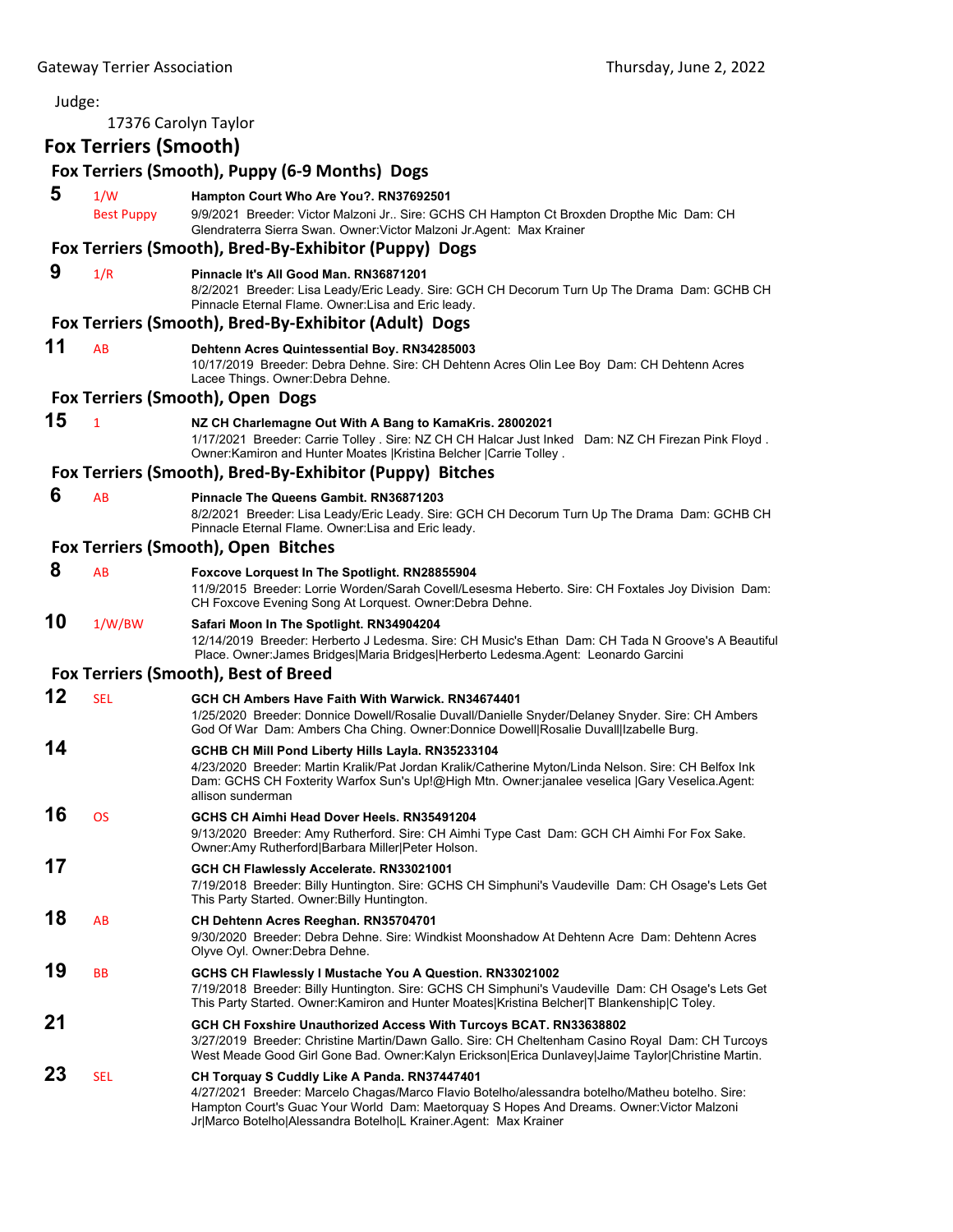Judge:

17376 Carolyn Taylor

## Fox Terriers (Smooth)

### Fox Terriers (Smooth), Puppy (6-9 Months) Dogs

**5** 1/W Best Puppy **Hampton Court Who Are You?. RN37692501**
9/9/2021 Breeder: Victor Malzoni Jr.. Sire: GCHS CH Hampton Ct Broxden Dropthe Mic Dam: CH Glendraterra Sierra Swan. Owner:Victor Malzoni Jr.Agent: Max Krainer

### Fox Terriers (Smooth), Bred-By-Exhibitor (Puppy) Dogs

**9** 1/R **Pinnacle It's All Good Man. RN36871201**
8/2/2021 Breeder: Lisa Leady/Eric Leady. Sire: GCH CH Decorum Turn Up The Drama Dam: GCHB CH Pinnacle Eternal Flame. Owner:Lisa and Eric leady.

### Fox Terriers (Smooth), Bred-By-Exhibitor (Adult) Dogs

**11** AB **Dehtenn Acres Quintessential Boy. RN34285003**
10/17/2019 Breeder: Debra Dehne. Sire: CH Dehtenn Acres Olin Lee Boy Dam: CH Dehtenn Acres Lacee Things. Owner:Debra Dehne.

### Fox Terriers (Smooth), Open Dogs

**15** 1 **NZ CH Charlemagne Out With A Bang to KamaKris. 28002021**
1/17/2021 Breeder: Carrie Tolley . Sire: NZ CH CH Halcar Just Inked Dam: NZ CH Firezan Pink Floyd . Owner:Kamiron and Hunter Moates |Kristina Belcher |Carrie Tolley .

### Fox Terriers (Smooth), Bred-By-Exhibitor (Puppy) Bitches

**6** AB **Pinnacle The Queens Gambit. RN36871203**
8/2/2021 Breeder: Lisa Leady/Eric Leady. Sire: GCH CH Decorum Turn Up The Drama Dam: GCHB CH Pinnacle Eternal Flame. Owner:Lisa and Eric leady.

### Fox Terriers (Smooth), Open Bitches

**8** AB **Foxcove Lorquest In The Spotlight. RN28855904**
11/9/2015 Breeder: Lorrie Worden/Sarah Covell/Lesesma Heberto. Sire: CH Foxtales Joy Division Dam: CH Foxcove Evening Song At Lorquest. Owner:Debra Dehne.

**10** 1/W/BW **Safari Moon In The Spotlight. RN34904204**
12/14/2019 Breeder: Herberto J Ledesma. Sire: CH Music's Ethan Dam: CH Tada N Groove's A Beautiful Place. Owner:James Bridges|Maria Bridges|Herberto Ledesma.Agent: Leonardo Garcini

### Fox Terriers (Smooth), Best of Breed

**12** SEL **GCH CH Ambers Have Faith With Warwick. RN34674401**
1/25/2020 Breeder: Donnice Dowell/Rosalie Duvall/Danielle Snyder/Delaney Snyder. Sire: CH Ambers God Of War Dam: Ambers Cha Ching. Owner:Donnice Dowell|Rosalie Duvall|Izabelle Burg.

**14** **GCHB CH Mill Pond Liberty Hills Layla. RN35233104**
4/23/2020 Breeder: Martin Kralik/Pat Jordan Kralik/Catherine Myton/Linda Nelson. Sire: CH Belfox Ink Dam: GCHS CH Foxterity Warfox Sun's Up!@High Mtn. Owner:janalee veselica |Gary Veselica.Agent: allison sunderman

**16** OS **GCHS CH Aimhi Head Dover Heels. RN35491204**
9/13/2020 Breeder: Amy Rutherford. Sire: CH Aimhi Type Cast Dam: GCH CH Aimhi For Fox Sake. Owner:Amy Rutherford|Barbara Miller|Peter Holson.

**17** **GCH CH Flawlessly Accelerate. RN33021001**
7/19/2018 Breeder: Billy Huntington. Sire: GCHS CH Simphuni's Vaudeville Dam: CH Osage's Lets Get This Party Started. Owner:Billy Huntington.

**18** AB **CH Dehtenn Acres Reeghan. RN35704701**
9/30/2020 Breeder: Debra Dehne. Sire: Windkist Moonshadow At Dehtenn Acre Dam: Dehtenn Acres Olyve Oyl. Owner:Debra Dehne.

**19** BB **GCHS CH Flawlessly I Mustache You A Question. RN33021002**
7/19/2018 Breeder: Billy Huntington. Sire: GCHS CH Simphuni's Vaudeville Dam: CH Osage's Lets Get This Party Started. Owner:Kamiron and Hunter Moates|Kristina Belcher|T Blankenship|C Toley.

**21** **GCH CH Foxshire Unauthorized Access With Turcoys BCAT. RN33638802**
3/27/2019 Breeder: Christine Martin/Dawn Gallo. Sire: CH Cheltenham Casino Royal Dam: CH Turcoys West Meade Good Girl Gone Bad. Owner:Kalyn Erickson|Erica Dunlavey|Jaime Taylor|Christine Martin.

**23** SEL **CH Torquay S Cuddly Like A Panda. RN37447401**
4/27/2021 Breeder: Marcelo Chagas/Marco Flavio Botelho/alessandra botelho/Matheu botelho. Sire: Hampton Court's Guac Your World Dam: Maetorquay S Hopes And Dreams. Owner:Victor Malzoni Jr|Marco Botelho|Alessandra Botelho|L Krainer.Agent: Max Krainer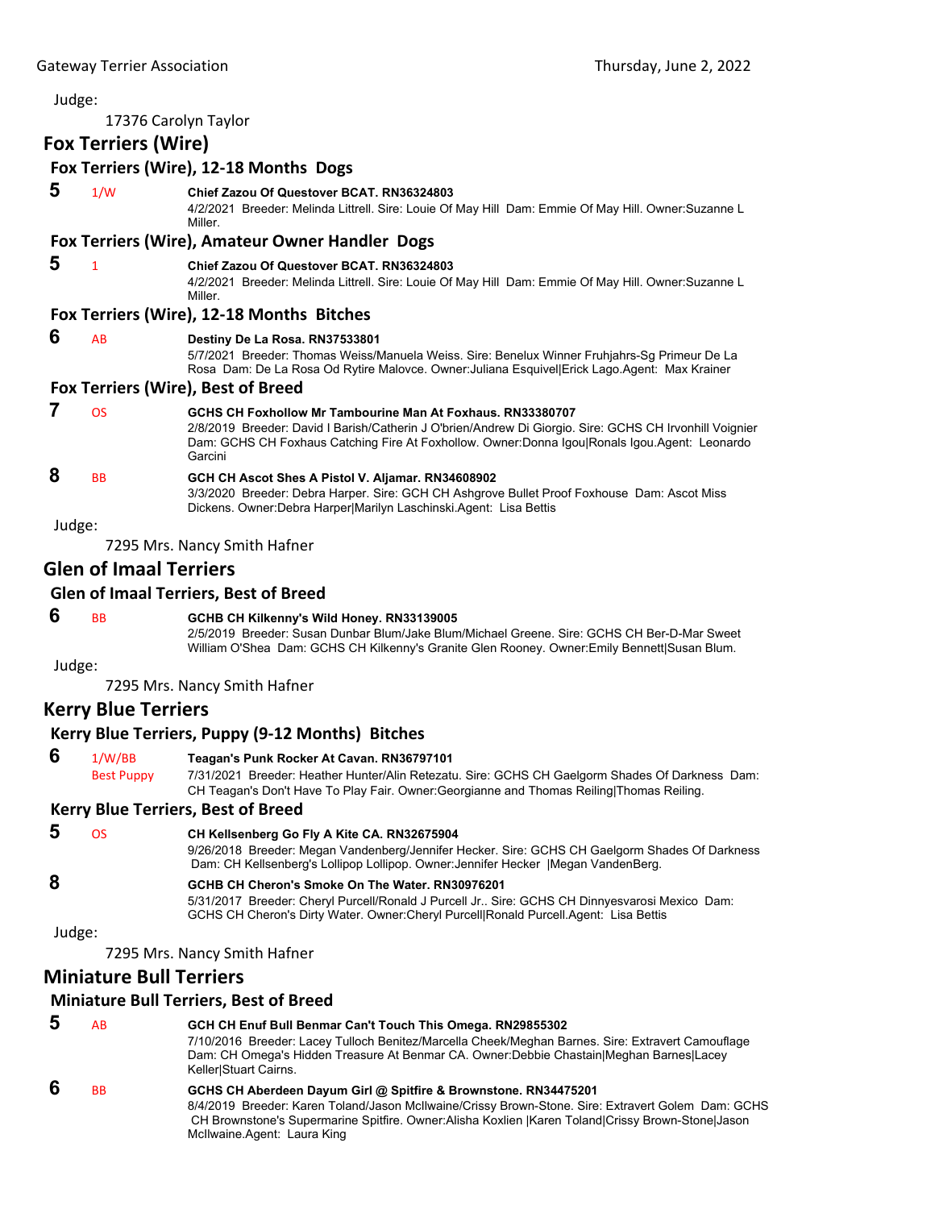Judge:

17376 Carolyn Taylor

## Fox Terriers (Wire)

### Fox Terriers (Wire), 12-18 Months Dogs

**5** 1/W **Chief Zazou Of Questover BCAT. RN36324803**
4/2/2021 Breeder: Melinda Littrell. Sire: Louie Of May Hill Dam: Emmie Of May Hill. Owner:Suzanne L Miller.

### Fox Terriers (Wire), Amateur Owner Handler Dogs

**5** 1 **Chief Zazou Of Questover BCAT. RN36324803**
4/2/2021 Breeder: Melinda Littrell. Sire: Louie Of May Hill Dam: Emmie Of May Hill. Owner:Suzanne L Miller.

### Fox Terriers (Wire), 12-18 Months Bitches

**6** AB **Destiny De La Rosa. RN37533801**
5/7/2021 Breeder: Thomas Weiss/Manuela Weiss. Sire: Benelux Winner Fruhjahrs-Sg Primeur De La Rosa Dam: De La Rosa Od Rytire Malovce. Owner:Juliana Esquivel|Erick Lago.Agent: Max Krainer

### Fox Terriers (Wire), Best of Breed

**7** OS **GCHS CH Foxhollow Mr Tambourine Man At Foxhaus. RN33380707**
2/8/2019 Breeder: David I Barish/Catherin J O'brien/Andrew Di Giorgio. Sire: GCHS CH Irvonhill Voignier Dam: GCHS CH Foxhaus Catching Fire At Foxhollow. Owner:Donna Igou|Ronals Igou.Agent: Leonardo Garcini

**8** BB **GCH CH Ascot Shes A Pistol V. Aljamar. RN34608902**
3/3/2020 Breeder: Debra Harper. Sire: GCH CH Ashgrove Bullet Proof Foxhouse Dam: Ascot Miss Dickens. Owner:Debra Harper|Marilyn Laschinski.Agent: Lisa Bettis

Judge:

7295 Mrs. Nancy Smith Hafner

## Glen of Imaal Terriers

### Glen of Imaal Terriers, Best of Breed

**6** BB **GCHB CH Kilkenny's Wild Honey. RN33139005**
2/5/2019 Breeder: Susan Dunbar Blum/Jake Blum/Michael Greene. Sire: GCHS CH Ber-D-Mar Sweet William O'Shea Dam: GCHS CH Kilkenny's Granite Glen Rooney. Owner:Emily Bennett|Susan Blum.

Judge:

7295 Mrs. Nancy Smith Hafner

## Kerry Blue Terriers

### Kerry Blue Terriers, Puppy (9-12 Months) Bitches

**6** 1/W/BB Best Puppy **Teagan's Punk Rocker At Cavan. RN36797101**
7/31/2021 Breeder: Heather Hunter/Alin Retezatu. Sire: GCHS CH Gaelgorm Shades Of Darkness Dam: CH Teagan's Don't Have To Play Fair. Owner:Georgianne and Thomas Reiling|Thomas Reiling.

### Kerry Blue Terriers, Best of Breed

**5** OS **CH Kellsenberg Go Fly A Kite CA. RN32675904**
9/26/2018 Breeder: Megan Vandenberg/Jennifer Hecker. Sire: GCHS CH Gaelgorm Shades Of Darkness Dam: CH Kellsenberg's Lollipop Lollipop. Owner:Jennifer Hecker |Megan VandenBerg.

**8** **GCHB CH Cheron's Smoke On The Water. RN30976201**
5/31/2017 Breeder: Cheryl Purcell/Ronald J Purcell Jr.. Sire: GCHS CH Dinnyesvarosi Mexico Dam: GCHS CH Cheron's Dirty Water. Owner:Cheryl Purcell|Ronald Purcell.Agent: Lisa Bettis

Judge:

7295 Mrs. Nancy Smith Hafner

## Miniature Bull Terriers

### Miniature Bull Terriers, Best of Breed

**5** AB **GCH CH Enuf Bull Benmar Can't Touch This Omega. RN29855302**
7/10/2016 Breeder: Lacey Tulloch Benitez/Marcella Cheek/Meghan Barnes. Sire: Extravert Camouflage Dam: CH Omega's Hidden Treasure At Benmar CA. Owner:Debbie Chastain|Meghan Barnes|Lacey Keller|Stuart Cairns.

**6** BB **GCHS CH Aberdeen Dayum Girl @ Spitfire & Brownstone. RN34475201**
8/4/2019 Breeder: Karen Toland/Jason McIlwaine/Crissy Brown-Stone. Sire: Extravert Golem Dam: GCHS CH Brownstone's Supermarine Spitfire. Owner:Alisha Koxlien |Karen Toland|Crissy Brown-Stone|Jason McIlwaine.Agent: Laura King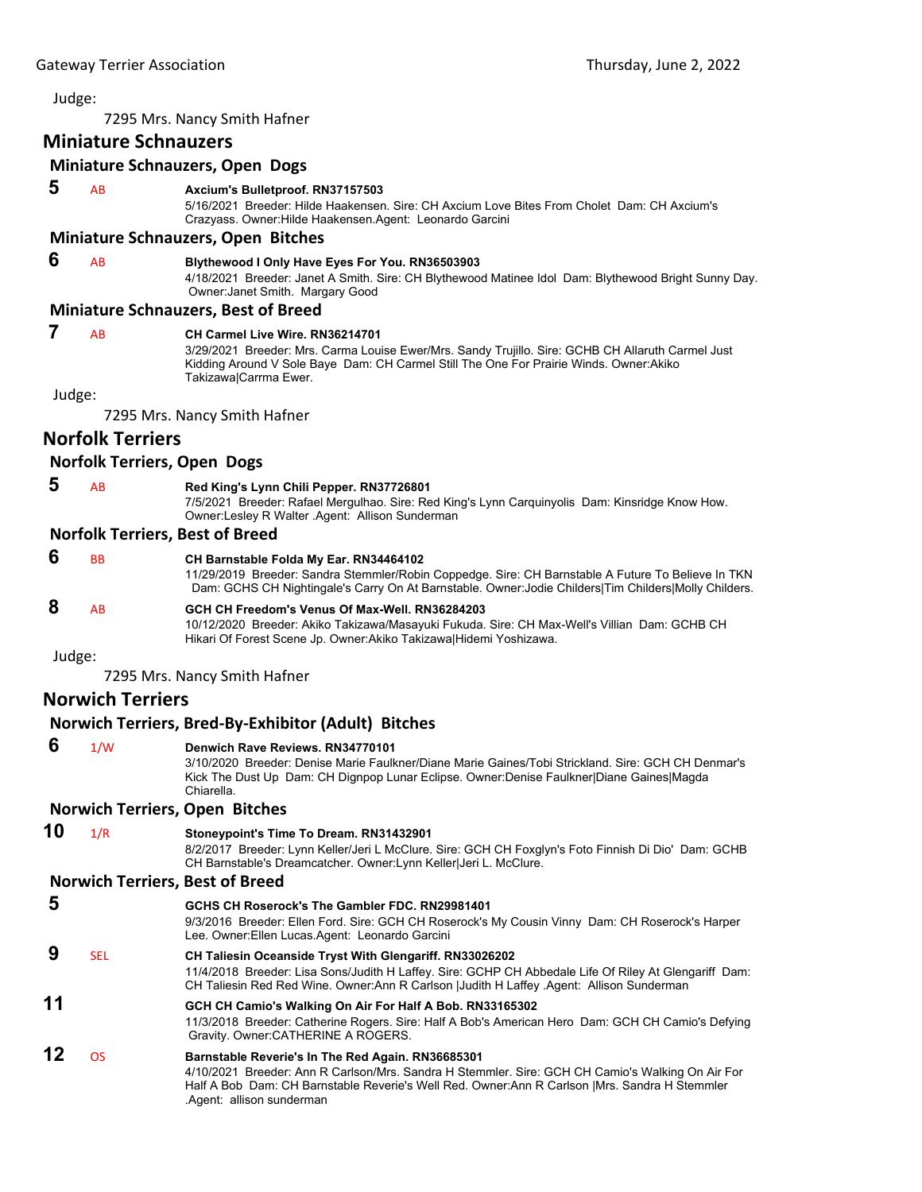Judge:

7295 Mrs. Nancy Smith Hafner

## Miniature Schnauzers

### Miniature Schnauzers, Open Dogs

**5** AB **Axcium's Bulletproof. RN37157503**
5/16/2021 Breeder: Hilde Haakensen. Sire: CH Axcium Love Bites From Cholet Dam: CH Axcium's Crazyass. Owner:Hilde Haakensen.Agent: Leonardo Garcini

### Miniature Schnauzers, Open Bitches

**6** AB **Blythewood I Only Have Eyes For You. RN36503903**
4/18/2021 Breeder: Janet A Smith. Sire: CH Blythewood Matinee Idol Dam: Blythewood Bright Sunny Day. Owner:Janet Smith. Margary Good

### Miniature Schnauzers, Best of Breed

**7** AB **CH Carmel Live Wire. RN36214701**
3/29/2021 Breeder: Mrs. Carma Louise Ewer/Mrs. Sandy Trujillo. Sire: GCHB CH Allaruth Carmel Just Kidding Around V Sole Baye Dam: CH Carmel Still The One For Prairie Winds. Owner:Akiko Takizawa|Carrma Ewer.

Judge:

7295 Mrs. Nancy Smith Hafner

## Norfolk Terriers

### Norfolk Terriers, Open Dogs

**5** AB **Red King's Lynn Chili Pepper. RN37726801**
7/5/2021 Breeder: Rafael Mergulhao. Sire: Red King's Lynn Carquinyolis Dam: Kinsridge Know How. Owner:Lesley R Walter .Agent: Allison Sunderman

### Norfolk Terriers, Best of Breed

**6** BB **CH Barnstable Folda My Ear. RN34464102**
11/29/2019 Breeder: Sandra Stemmler/Robin Coppedge. Sire: CH Barnstable A Future To Believe In TKN Dam: GCHS CH Nightingale's Carry On At Barnstable. Owner:Jodie Childers|Tim Childers|Molly Childers.

**8** AB **GCH CH Freedom's Venus Of Max-Well. RN36284203**
10/12/2020 Breeder: Akiko Takizawa/Masayuki Fukuda. Sire: CH Max-Well's Villian Dam: GCHB CH Hikari Of Forest Scene Jp. Owner:Akiko Takizawa|Hidemi Yoshizawa.

Judge:

7295 Mrs. Nancy Smith Hafner

## Norwich Terriers

### Norwich Terriers, Bred-By-Exhibitor (Adult) Bitches

**6** 1/W **Denwich Rave Reviews. RN34770101**
3/10/2020 Breeder: Denise Marie Faulkner/Diane Marie Gaines/Tobi Strickland. Sire: GCH CH Denmar's Kick The Dust Up Dam: CH Dignpop Lunar Eclipse. Owner:Denise Faulkner|Diane Gaines|Magda Chiarella.

### Norwich Terriers, Open Bitches

**10** 1/R **Stoneypoint's Time To Dream. RN31432901**
8/2/2017 Breeder: Lynn Keller/Jeri L McClure. Sire: GCH CH Foxglyn's Foto Finnish Di Dio' Dam: GCHB CH Barnstable's Dreamcatcher. Owner:Lynn Keller|Jeri L. McClure.

### Norwich Terriers, Best of Breed

**5** **GCHS CH Roserock's The Gambler FDC. RN29981401**
9/3/2016 Breeder: Ellen Ford. Sire: GCH CH Roserock's My Cousin Vinny Dam: CH Roserock's Harper Lee. Owner:Ellen Lucas.Agent: Leonardo Garcini

**9** SEL **CH Taliesin Oceanside Tryst With Glengariff. RN33026202**
11/4/2018 Breeder: Lisa Sons/Judith H Laffey. Sire: GCHP CH Abbedale Life Of Riley At Glengariff Dam: CH Taliesin Red Red Wine. Owner:Ann R Carlson |Judith H Laffey .Agent: Allison Sunderman

**11** **GCH CH Camio's Walking On Air For Half A Bob. RN33165302**
11/3/2018 Breeder: Catherine Rogers. Sire: Half A Bob's American Hero Dam: GCH CH Camio's Defying Gravity. Owner:CATHERINE A ROGERS.

**12** OS **Barnstable Reverie's In The Red Again. RN36685301**
4/10/2021 Breeder: Ann R Carlson/Mrs. Sandra H Stemmler. Sire: GCH CH Camio's Walking On Air For Half A Bob Dam: CH Barnstable Reverie's Well Red. Owner:Ann R Carlson |Mrs. Sandra H Stemmler .Agent: allison sunderman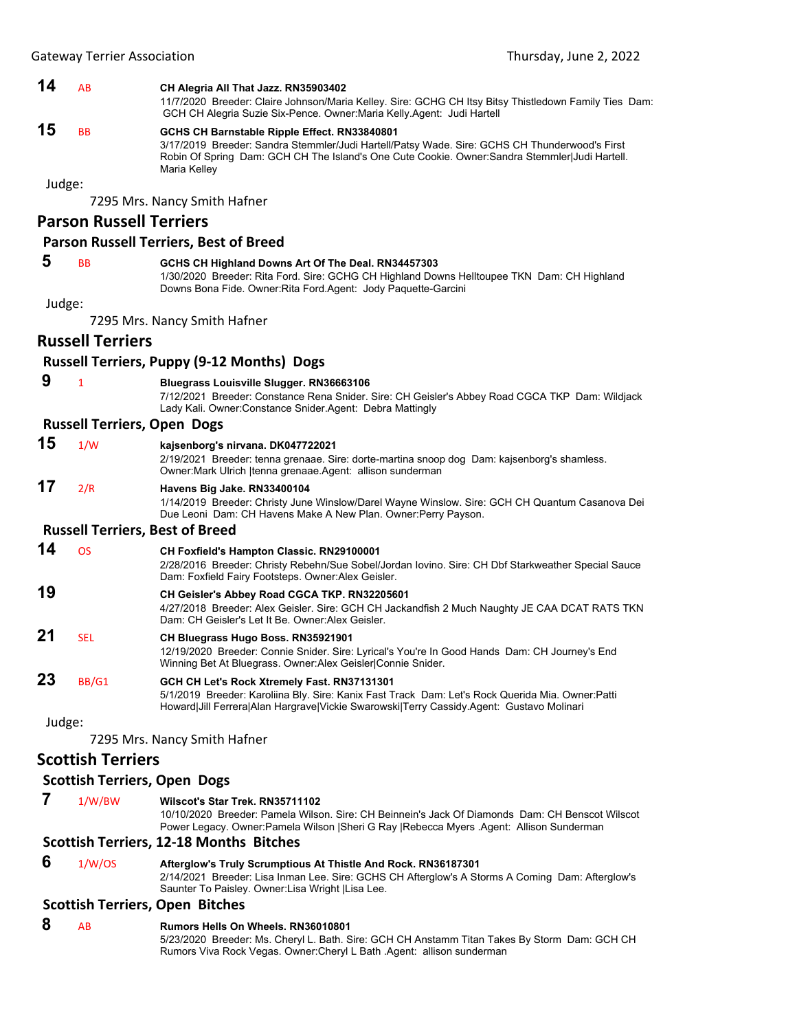**14** AB **CH Alegria All That Jazz. RN35903402**
11/7/2020 Breeder: Claire Johnson/Maria Kelley. Sire: GCHG CH Itsy Bitsy Thistledown Family Ties Dam: GCH CH Alegria Suzie Six-Pence. Owner:Maria Kelly.Agent: Judi Hartell

**15** BB **GCHS CH Barnstable Ripple Effect. RN33840801**
3/17/2019 Breeder: Sandra Stemmler/Judi Hartell/Patsy Wade. Sire: GCHS CH Thunderwood's First Robin Of Spring Dam: GCH CH The Island's One Cute Cookie. Owner:Sandra Stemmler|Judi Hartell. Maria Kelley

Judge:

7295 Mrs. Nancy Smith Hafner

## Parson Russell Terriers

### Parson Russell Terriers, Best of Breed

**5** BB **GCHS CH Highland Downs Art Of The Deal. RN34457303**
1/30/2020 Breeder: Rita Ford. Sire: GCHG CH Highland Downs Helltoupee TKN Dam: CH Highland Downs Bona Fide. Owner:Rita Ford.Agent: Jody Paquette-Garcini

Judge:

7295 Mrs. Nancy Smith Hafner

## Russell Terriers

### Russell Terriers, Puppy (9-12 Months) Dogs

**9** 1 **Bluegrass Louisville Slugger. RN36663106**
7/12/2021 Breeder: Constance Rena Snider. Sire: CH Geisler's Abbey Road CGCA TKP Dam: Wildjack Lady Kali. Owner:Constance Snider.Agent: Debra Mattingly

### Russell Terriers, Open Dogs

**15** 1/W **kajsenborg's nirvana. DK047722021**
2/19/2021 Breeder: tenna grenaae. Sire: dorte-martina snoop dog Dam: kajsenborg's shamless. Owner:Mark Ulrich |tenna grenaae.Agent: allison sunderman

**17** 2/R **Havens Big Jake. RN33400104**
1/14/2019 Breeder: Christy June Winslow/Darel Wayne Winslow. Sire: GCH CH Quantum Casanova Dei Due Leoni Dam: CH Havens Make A New Plan. Owner:Perry Payson.

### Russell Terriers, Best of Breed

**14** OS **CH Foxfield's Hampton Classic. RN29100001**
2/28/2016 Breeder: Christy Rebehn/Sue Sobel/Jordan Iovino. Sire: CH Dbf Starkweather Special Sauce Dam: Foxfield Fairy Footsteps. Owner:Alex Geisler.

**19** **CH Geisler's Abbey Road CGCA TKP. RN32205601**
4/27/2018 Breeder: Alex Geisler. Sire: GCH CH Jackandfish 2 Much Naughty JE CAA DCAT RATS TKN Dam: CH Geisler's Let It Be. Owner:Alex Geisler.

**21** SEL **CH Bluegrass Hugo Boss. RN35921901**
12/19/2020 Breeder: Connie Snider. Sire: Lyrical's You're In Good Hands Dam: CH Journey's End Winning Bet At Bluegrass. Owner:Alex Geisler|Connie Snider.

**23** BB/G1 **GCH CH Let's Rock Xtremely Fast. RN37131301**
5/1/2019 Breeder: Karoliina Bly. Sire: Kanix Fast Track Dam: Let's Rock Querida Mia. Owner:Patti Howard|Jill Ferrera|Alan Hargrave|Vickie Swarowski|Terry Cassidy.Agent: Gustavo Molinari

Judge:

7295 Mrs. Nancy Smith Hafner

## Scottish Terriers

### Scottish Terriers, Open Dogs

**7** 1/W/BW **Wilscot's Star Trek. RN35711102**
10/10/2020 Breeder: Pamela Wilson. Sire: CH Beinnein's Jack Of Diamonds Dam: CH Benscot Wilscot Power Legacy. Owner:Pamela Wilson |Sheri G Ray |Rebecca Myers .Agent: Allison Sunderman

### Scottish Terriers, 12-18 Months Bitches

**6** 1/W/OS **Afterglow's Truly Scrumptious At Thistle And Rock. RN36187301**
2/14/2021 Breeder: Lisa Inman Lee. Sire: GCHS CH Afterglow's A Storms A Coming Dam: Afterglow's Saunter To Paisley. Owner:Lisa Wright |Lisa Lee.

### Scottish Terriers, Open Bitches

**8** AB **Rumors Hells On Wheels. RN36010801**
5/23/2020 Breeder: Ms. Cheryl L. Bath. Sire: GCH CH Anstamm Titan Takes By Storm Dam: GCH CH Rumors Viva Rock Vegas. Owner:Cheryl L Bath .Agent: allison sunderman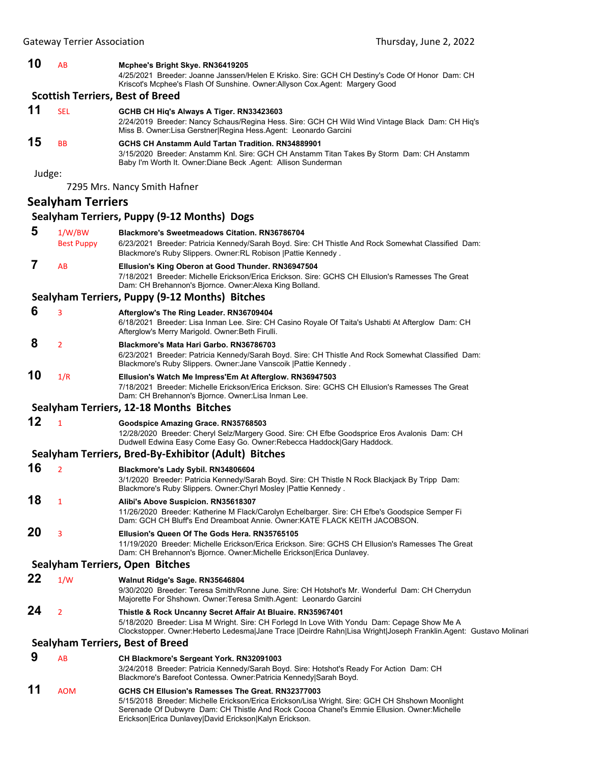**10** AB **Mcphee's Bright Skye. RN36419205**
4/25/2021 Breeder: Joanne Janssen/Helen E Krisko. Sire: GCH CH Destiny's Code Of Honor Dam: CH Kriscot's Mcphee's Flash Of Sunshine. Owner:Allyson Cox.Agent: Margery Good

### Scottish Terriers, Best of Breed

**11** SEL **GCHB CH Hiq's Always A Tiger. RN33423603**
2/24/2019 Breeder: Nancy Schaus/Regina Hess. Sire: GCH CH Wild Wind Vintage Black Dam: CH Hiq's Miss B. Owner:Lisa Gerstner|Regina Hess.Agent: Leonardo Garcini

**15** BB **GCHS CH Anstamm Auld Tartan Tradition. RN34889901**
3/15/2020 Breeder: Anstamm Knl. Sire: GCH CH Anstamm Titan Takes By Storm Dam: CH Anstamm Baby I'm Worth It. Owner:Diane Beck .Agent: Allison Sunderman

Judge:

7295 Mrs. Nancy Smith Hafner

## Sealyham Terriers

### Sealyham Terriers, Puppy (9-12 Months) Dogs

**5** 1/W/BW Best Puppy **Blackmore's Sweetmeadows Citation. RN36786704**
6/23/2021 Breeder: Patricia Kennedy/Sarah Boyd. Sire: CH Thistle And Rock Somewhat Classified Dam: Blackmore's Ruby Slippers. Owner:RL Robison |Pattie Kennedy .

**7** AB **Ellusion's King Oberon at Good Thunder. RN36947504**
7/18/2021 Breeder: Michelle Erickson/Erica Erickson. Sire: GCHS CH Ellusion's Ramesses The Great Dam: CH Brehannon's Bjornce. Owner:Alexa King Bolland.

### Sealyham Terriers, Puppy (9-12 Months) Bitches

**6** 3 **Afterglow's The Ring Leader. RN36709404**
6/18/2021 Breeder: Lisa Inman Lee. Sire: CH Casino Royale Of Taita's Ushabti At Afterglow Dam: CH Afterglow's Merry Marigold. Owner:Beth Firulli.

**8** 2 **Blackmore's Mata Hari Garbo. RN36786703**
6/23/2021 Breeder: Patricia Kennedy/Sarah Boyd. Sire: CH Thistle And Rock Somewhat Classified Dam: Blackmore's Ruby Slippers. Owner:Jane Vanscoik |Pattie Kennedy .

**10** 1/R **Ellusion's Watch Me Impress'Em At Afterglow. RN36947503**
7/18/2021 Breeder: Michelle Erickson/Erica Erickson. Sire: GCHS CH Ellusion's Ramesses The Great Dam: CH Brehannon's Bjornce. Owner:Lisa Inman Lee.

### Sealyham Terriers, 12-18 Months Bitches

**12** 1 **Goodspice Amazing Grace. RN35768503**
12/28/2020 Breeder: Cheryl Selz/Margery Good. Sire: CH Efbe Goodsprice Eros Avalonis Dam: CH Dudwell Edwina Easy Come Easy Go. Owner:Rebecca Haddock|Gary Haddock.

### Sealyham Terriers, Bred-By-Exhibitor (Adult) Bitches

**16** 2 **Blackmore's Lady Sybil. RN34806604**
3/1/2020 Breeder: Patricia Kennedy/Sarah Boyd. Sire: CH Thistle N Rock Blackjack By Tripp Dam: Blackmore's Ruby Slippers. Owner:Chyrl Mosley |Pattie Kennedy .

**18** 1 **Alibi's Above Suspicion. RN35618307**
11/26/2020 Breeder: Katherine M Flack/Carolyn Echelbarger. Sire: CH Efbe's Goodspice Semper Fi Dam: GCH CH Bluff's End Dreamboat Annie. Owner:KATE FLACK KEITH JACOBSON.

**20** 3 **Ellusion's Queen Of The Gods Hera. RN35765105**
11/19/2020 Breeder: Michelle Erickson/Erica Erickson. Sire: GCHS CH Ellusion's Ramesses The Great Dam: CH Brehannon's Bjornce. Owner:Michelle Erickson|Erica Dunlavey.

### Sealyham Terriers, Open Bitches

**22** 1/W **Walnut Ridge's Sage. RN35646804**
9/30/2020 Breeder: Teresa Smith/Ronne June. Sire: CH Hotshot's Mr. Wonderful Dam: CH Cherrydun Majorette For Shshown. Owner:Teresa Smith.Agent: Leonardo Garcini

**24** 2 **Thistle & Rock Uncanny Secret Affair At Bluaire. RN35967401**
5/18/2020 Breeder: Lisa M Wright. Sire: CH Forlegd In Love With Yondu Dam: Cepage Show Me A Clockstopper. Owner:Heberto Ledesma|Jane Trace |Deirdre Rahn|Lisa Wright|Joseph Franklin.Agent: Gustavo Molinari

### Sealyham Terriers, Best of Breed

**9** AB **CH Blackmore's Sergeant York. RN32091003**
3/24/2018 Breeder: Patricia Kennedy/Sarah Boyd. Sire: Hotshot's Ready For Action Dam: CH Blackmore's Barefoot Contessa. Owner:Patricia Kennedy|Sarah Boyd.

**11** AOM **GCHS CH Ellusion's Ramesses The Great. RN32377003**
5/15/2018 Breeder: Michelle Erickson/Erica Erickson/Lisa Wright. Sire: GCH CH Shshown Moonlight Serenade Of Dubwyre Dam: CH Thistle And Rock Cocoa Chanel's Emmie Ellusion. Owner:Michelle Erickson|Erica Dunlavey|David Erickson|Kalyn Erickson.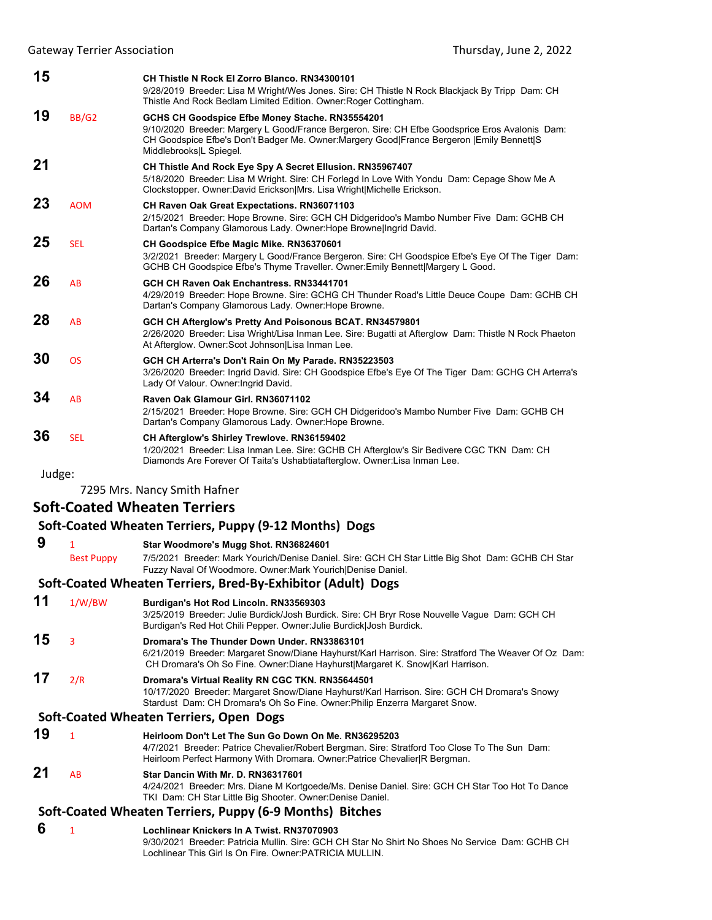**15** CH Thistle N Rock El Zorro Blanco. RN34300101
9/28/2019 Breeder: Lisa M Wright/Wes Jones. Sire: CH Thistle N Rock Blackjack By Tripp Dam: CH Thistle And Rock Bedlam Limited Edition. Owner:Roger Cottingham.

**19** BB/G2 **GCHS CH Goodspice Efbe Money Stache. RN35554201**
9/10/2020 Breeder: Margery L Good/France Bergeron. Sire: CH Efbe Goodsprice Eros Avalonis Dam: CH Goodspice Efbe's Don't Badger Me. Owner:Margery Good|France Bergeron |Emily Bennett|S Middlebrooks|L Spiegel.

**21** **CH Thistle And Rock Eye Spy A Secret Ellusion. RN35967407**
5/18/2020 Breeder: Lisa M Wright. Sire: CH Forlegd In Love With Yondu Dam: Cepage Show Me A Clockstopper. Owner:David Erickson|Mrs. Lisa Wright|Michelle Erickson.

**23** AOM **CH Raven Oak Great Expectations. RN36071103**
2/15/2021 Breeder: Hope Browne. Sire: GCH CH Didgeridoo's Mambo Number Five Dam: GCHB CH Dartan's Company Glamorous Lady. Owner:Hope Browne|Ingrid David.

**25** SEL **CH Goodspice Efbe Magic Mike. RN36370601**
3/2/2021 Breeder: Margery L Good/France Bergeron. Sire: CH Goodspice Efbe's Eye Of The Tiger Dam: GCHB CH Goodspice Efbe's Thyme Traveller. Owner:Emily Bennett|Margery L Good.

**26** AB **GCH CH Raven Oak Enchantress. RN33441701**
4/29/2019 Breeder: Hope Browne. Sire: GCHG CH Thunder Road's Little Deuce Coupe Dam: GCHB CH Dartan's Company Glamorous Lady. Owner:Hope Browne.

**28** AB **GCH CH Afterglow's Pretty And Poisonous BCAT. RN34579801**
2/26/2020 Breeder: Lisa Wright/Lisa Inman Lee. Sire: Bugatti at Afterglow Dam: Thistle N Rock Phaeton At Afterglow. Owner:Scot Johnson|Lisa Inman Lee.

**30** OS **GCH CH Arterra's Don't Rain On My Parade. RN35223503**
3/26/2020 Breeder: Ingrid David. Sire: CH Goodspice Efbe's Eye Of The Tiger Dam: GCHG CH Arterra's Lady Of Valour. Owner:Ingrid David.

**34** AB **Raven Oak Glamour Girl. RN36071102**
2/15/2021 Breeder: Hope Browne. Sire: GCH CH Didgeridoo's Mambo Number Five Dam: GCHB CH Dartan's Company Glamorous Lady. Owner:Hope Browne.

**36** SEL **CH Afterglow's Shirley Trewlove. RN36159402**
1/20/2021 Breeder: Lisa Inman Lee. Sire: GCHB CH Afterglow's Sir Bedivere CGC TKN Dam: CH Diamonds Are Forever Of Taita's Ushabtiatafterglow. Owner:Lisa Inman Lee.

Judge:

7295 Mrs. Nancy Smith Hafner

## Soft-Coated Wheaten Terriers

### Soft-Coated Wheaten Terriers, Puppy (9-12 Months) Dogs

**9** 1, Best Puppy **Star Woodmore's Mugg Shot. RN36824601**
7/5/2021 Breeder: Mark Yourich/Denise Daniel. Sire: GCH CH Star Little Big Shot Dam: GCHB CH Star Fuzzy Naval Of Woodmore. Owner:Mark Yourich|Denise Daniel.

### Soft-Coated Wheaten Terriers, Bred-By-Exhibitor (Adult) Dogs

**11** 1/W/BW **Burdigan's Hot Rod Lincoln. RN33569303**
3/25/2019 Breeder: Julie Burdick/Josh Burdick. Sire: CH Bryr Rose Nouvelle Vague Dam: GCH CH Burdigan's Red Hot Chili Pepper. Owner:Julie Burdick|Josh Burdick.

**15** 3 **Dromara's The Thunder Down Under. RN33863101**
6/21/2019 Breeder: Margaret Snow/Diane Hayhurst/Karl Harrison. Sire: Stratford The Weaver Of Oz Dam: CH Dromara's Oh So Fine. Owner:Diane Hayhurst|Margaret K. Snow|Karl Harrison.

**17** 2/R **Dromara's Virtual Reality RN CGC TKN. RN35644501**
10/17/2020 Breeder: Margaret Snow/Diane Hayhurst/Karl Harrison. Sire: GCH CH Dromara's Snowy Stardust Dam: CH Dromara's Oh So Fine. Owner:Philip Enzerra Margaret Snow.

### Soft-Coated Wheaten Terriers, Open Dogs

**19** 1 **Heirloom Don't Let The Sun Go Down On Me. RN36295203**
4/7/2021 Breeder: Patrice Chevalier/Robert Bergman. Sire: Stratford Too Close To The Sun Dam: Heirloom Perfect Harmony With Dromara. Owner:Patrice Chevalier|R Bergman.

**21** AB **Star Dancin With Mr. D. RN36317601**
4/24/2021 Breeder: Mrs. Diane M Kortgoede/Ms. Denise Daniel. Sire: GCH CH Star Too Hot To Dance TKI Dam: CH Star Little Big Shooter. Owner:Denise Daniel.

### Soft-Coated Wheaten Terriers, Puppy (6-9 Months) Bitches

**6** 1 **Lochlinear Knickers In A Twist. RN37070903**
9/30/2021 Breeder: Patricia Mullin. Sire: GCH CH Star No Shirt No Shoes No Service Dam: GCHB CH Lochlinear This Girl Is On Fire. Owner:PATRICIA MULLIN.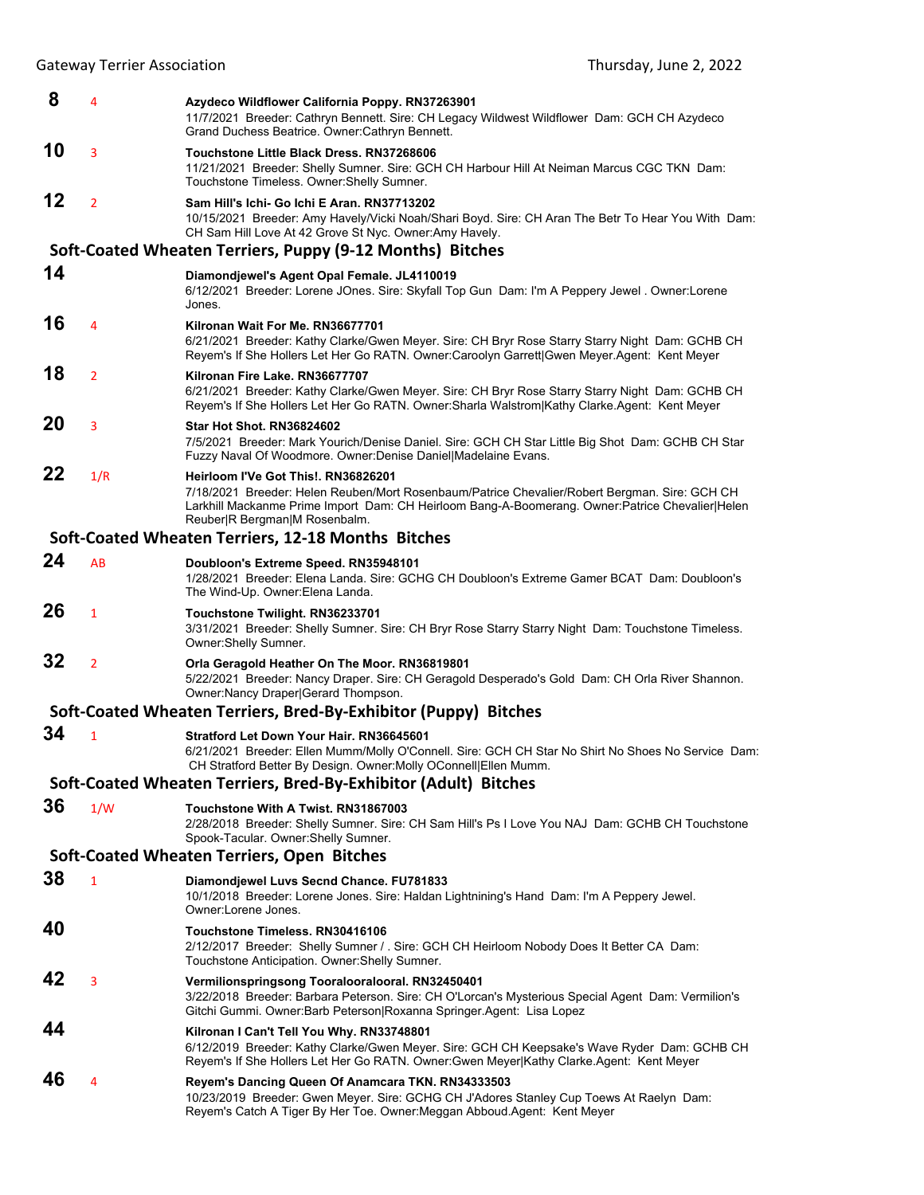**8** 4 **Azydeco Wildflower California Poppy. RN37263901**
11/7/2021 Breeder: Cathryn Bennett. Sire: CH Legacy Wildwest Wildflower Dam: GCH CH Azydeco Grand Duchess Beatrice. Owner:Cathryn Bennett.

**10** 3 **Touchstone Little Black Dress. RN37268606**
11/21/2021 Breeder: Shelly Sumner. Sire: GCH CH Harbour Hill At Neiman Marcus CGC TKN Dam: Touchstone Timeless. Owner:Shelly Sumner.

**12** 2 **Sam Hill's Ichi- Go Ichi E Aran. RN37713202**
10/15/2021 Breeder: Amy Havely/Vicki Noah/Shari Boyd. Sire: CH Aran The Betr To Hear You With Dam: CH Sam Hill Love At 42 Grove St Nyc. Owner:Amy Havely.

## Soft-Coated Wheaten Terriers, Puppy (9-12 Months) Bitches

**14** **Diamondjewel's Agent Opal Female. JL4110019**
6/12/2021 Breeder: Lorene JOnes. Sire: Skyfall Top Gun Dam: I'm A Peppery Jewel . Owner:Lorene Jones.

**16** 4 **Kilronan Wait For Me. RN36677701**
6/21/2021 Breeder: Kathy Clarke/Gwen Meyer. Sire: CH Bryr Rose Starry Starry Night Dam: GCHB CH Reyem's If She Hollers Let Her Go RATN. Owner:Carоolyn Garrett|Gwen Meyer.Agent: Kent Meyer

**18** 2 **Kilronan Fire Lake. RN36677707**
6/21/2021 Breeder: Kathy Clarke/Gwen Meyer. Sire: CH Bryr Rose Starry Starry Night Dam: GCHB CH Reyem's If She Hollers Let Her Go RATN. Owner:Sharla Walstrom|Kathy Clarke.Agent: Kent Meyer

**20** 3 **Star Hot Shot. RN36824602**
7/5/2021 Breeder: Mark Yourich/Denise Daniel. Sire: GCH CH Star Little Big Shot Dam: GCHB CH Star Fuzzy Naval Of Woodmore. Owner:Denise Daniel|Madelaine Evans.

**22** 1/R **Heirloom I'Ve Got This!. RN36826201**
7/18/2021 Breeder: Helen Reuben/Mort Rosenbaum/Patrice Chevalier/Robert Bergman. Sire: GCH CH Larkhill Mackanme Prime Import Dam: CH Heirloom Bang-A-Boomerang. Owner:Patrice Chevalier|Helen Reuber|R Bergman|M Rosenbalm.

## Soft-Coated Wheaten Terriers, 12-18 Months Bitches

**24** AB **Doubloon's Extreme Speed. RN35948101**
1/28/2021 Breeder: Elena Landa. Sire: GCHG CH Doubloon's Extreme Gamer BCAT Dam: Doubloon's The Wind-Up. Owner:Elena Landa.

**26** 1 **Touchstone Twilight. RN36233701**
3/31/2021 Breeder: Shelly Sumner. Sire: CH Bryr Rose Starry Starry Night Dam: Touchstone Timeless. Owner:Shelly Sumner.

**32** 2 **Orla Geragold Heather On The Moor. RN36819801**
5/22/2021 Breeder: Nancy Draper. Sire: CH Geragold Desperado's Gold Dam: CH Orla River Shannon. Owner:Nancy Draper|Gerard Thompson.

## Soft-Coated Wheaten Terriers, Bred-By-Exhibitor (Puppy) Bitches

**34** 1 **Stratford Let Down Your Hair. RN36645601**
6/21/2021 Breeder: Ellen Mumm/Molly O'Connell. Sire: GCH CH Star No Shirt No Shoes No Service Dam: CH Stratford Better By Design. Owner:Molly OConnell|Ellen Mumm.

## Soft-Coated Wheaten Terriers, Bred-By-Exhibitor (Adult) Bitches

**36** 1/W **Touchstone With A Twist. RN31867003**
2/28/2018 Breeder: Shelly Sumner. Sire: CH Sam Hill's Ps I Love You NAJ Dam: GCHB CH Touchstone Spook-Tacular. Owner:Shelly Sumner.

## Soft-Coated Wheaten Terriers, Open Bitches

**38** 1 **Diamondjewel Luvs Secnd Chance. FU781833**
10/1/2018 Breeder: Lorene Jones. Sire: Haldan Lightnining's Hand Dam: I'm A Peppery Jewel. Owner:Lorene Jones.

**40** **Touchstone Timeless. RN30416106**
2/12/2017 Breeder: Shelly Sumner / . Sire: GCH CH Heirloom Nobody Does It Better CA Dam: Touchstone Anticipation. Owner:Shelly Sumner.

**42** 3 **Vermilionspringsong Tooralooralooral. RN32450401**
3/22/2018 Breeder: Barbara Peterson. Sire: CH O'Lorcan's Mysterious Special Agent Dam: Vermilion's Gitchi Gummi. Owner:Barb Peterson|Roxanna Springer.Agent: Lisa Lopez

**44** **Kilronan I Can't Tell You Why. RN33748801**
6/12/2019 Breeder: Kathy Clarke/Gwen Meyer. Sire: GCH CH Keepsake's Wave Ryder Dam: GCHB CH Reyem's If She Hollers Let Her Go RATN. Owner:Gwen Meyer|Kathy Clarke.Agent: Kent Meyer

**46** 4 **Reyem's Dancing Queen Of Anamcara TKN. RN34333503**
10/23/2019 Breeder: Gwen Meyer. Sire: GCHG CH J'Adores Stanley Cup Toews At Raelyn Dam: Reyem's Catch A Tiger By Her Toe. Owner:Meggan Abboud.Agent: Kent Meyer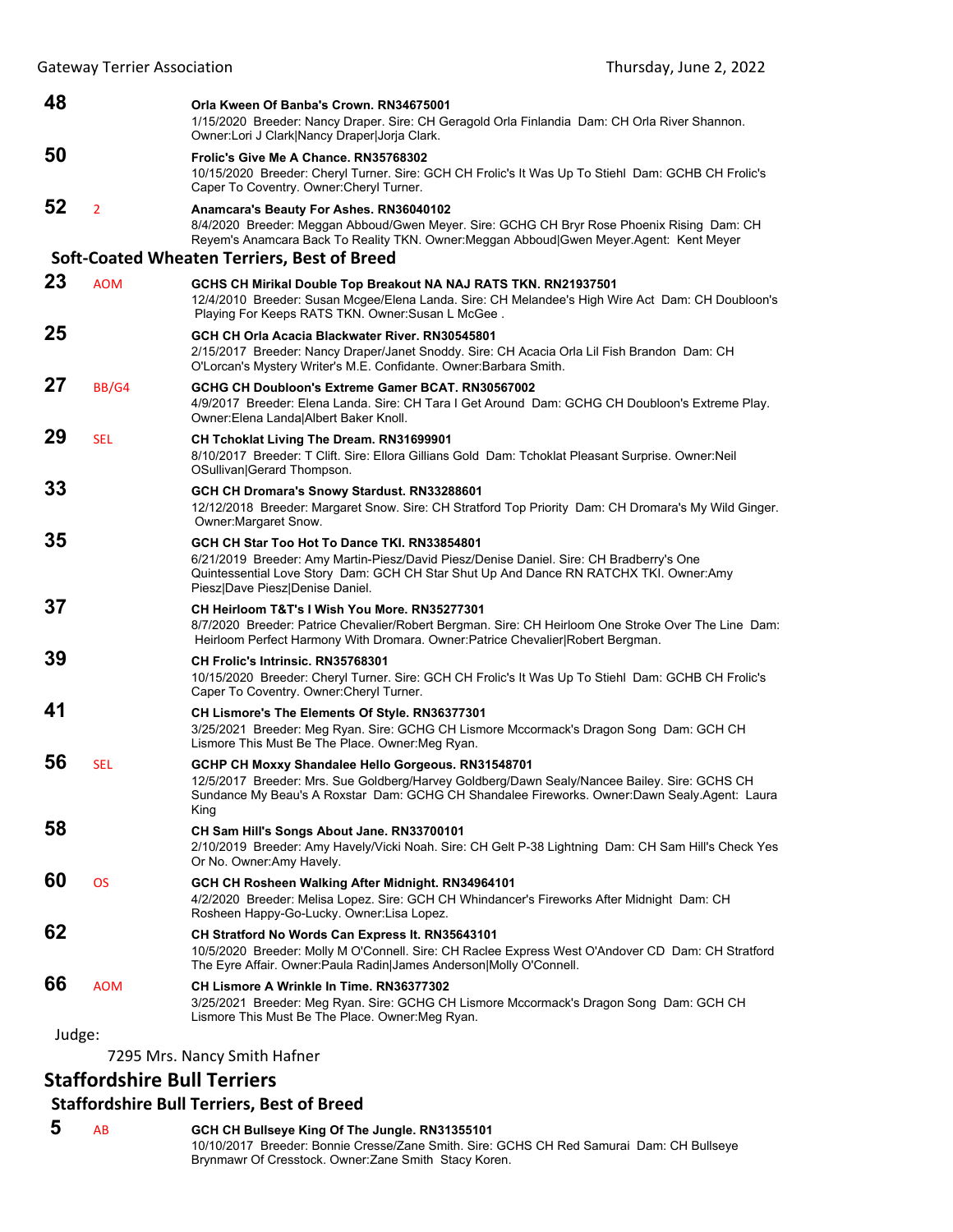**48** **Orla Kween Of Banba's Crown. RN34675001**
1/15/2020 Breeder: Nancy Draper. Sire: CH Geragold Orla Finlandia Dam: CH Orla River Shannon. Owner:Lori J Clark|Nancy Draper|Jorja Clark.

**50** **Frolic's Give Me A Chance. RN35768302**
10/15/2020 Breeder: Cheryl Turner. Sire: GCH CH Frolic's It Was Up To Stiehl Dam: GCHB CH Frolic's Caper To Coventry. Owner:Cheryl Turner.

**52** 2 **Anamcara's Beauty For Ashes. RN36040102**
8/4/2020 Breeder: Meggan Abboud/Gwen Meyer. Sire: GCHG CH Bryr Rose Phoenix Rising Dam: CH Reyem's Anamcara Back To Reality TKN. Owner:Meggan Abboud|Gwen Meyer.Agent: Kent Meyer

### Soft-Coated Wheaten Terriers, Best of Breed

**23** AOM **GCHS CH Mirikal Double Top Breakout NA NAJ RATS TKN. RN21937501**
12/4/2010 Breeder: Susan Mcgee/Elena Landa. Sire: CH Melandee's High Wire Act Dam: CH Doubloon's Playing For Keeps RATS TKN. Owner:Susan L McGee .

**25** **GCH CH Orla Acacia Blackwater River. RN30545801**
2/15/2017 Breeder: Nancy Draper/Janet Snoddy. Sire: CH Acacia Orla Lil Fish Brandon Dam: CH O'Lorcan's Mystery Writer's M.E. Confidante. Owner:Barbara Smith.

**27** BB/G4 **GCHG CH Doubloon's Extreme Gamer BCAT. RN30567002**
4/9/2017 Breeder: Elena Landa. Sire: CH Tara I Get Around Dam: GCHG CH Doubloon's Extreme Play. Owner:Elena Landa|Albert Baker Knoll.

**29** SEL **CH Tchoklat Living The Dream. RN31699901**
8/10/2017 Breeder: T Clift. Sire: Ellora Gillians Gold Dam: Tchoklat Pleasant Surprise. Owner:Neil OSullivan|Gerard Thompson.

**33** **GCH CH Dromara's Snowy Stardust. RN33288601**
12/12/2018 Breeder: Margaret Snow. Sire: CH Stratford Top Priority Dam: CH Dromara's My Wild Ginger. Owner:Margaret Snow.

**35** **GCH CH Star Too Hot To Dance TKI. RN33854801**
6/21/2019 Breeder: Amy Martin-Piesz/David Piesz/Denise Daniel. Sire: CH Bradberry's One Quintessential Love Story Dam: GCH CH Star Shut Up And Dance RN RATCHX TKI. Owner:Amy Piesz|Dave Piesz|Denise Daniel.

**37** **CH Heirloom T&T's I Wish You More. RN35277301**
8/7/2020 Breeder: Patrice Chevalier/Robert Bergman. Sire: CH Heirloom One Stroke Over The Line Dam: Heirloom Perfect Harmony With Dromara. Owner:Patrice Chevalier|Robert Bergman.

**39** **CH Frolic's Intrinsic. RN35768301**
10/15/2020 Breeder: Cheryl Turner. Sire: GCH CH Frolic's It Was Up To Stiehl Dam: GCHB CH Frolic's Caper To Coventry. Owner:Cheryl Turner.

**41** **CH Lismore's The Elements Of Style. RN36377301**
3/25/2021 Breeder: Meg Ryan. Sire: GCHG CH Lismore Mccormack's Dragon Song Dam: GCH CH Lismore This Must Be The Place. Owner:Meg Ryan.

**56** SEL **GCHP CH Moxxy Shandalee Hello Gorgeous. RN31548701**
12/5/2017 Breeder: Mrs. Sue Goldberg/Harvey Goldberg/Dawn Sealy/Nancee Bailey. Sire: GCHS CH Sundance My Beau's A Roxstar Dam: GCHG CH Shandalee Fireworks. Owner:Dawn Sealy.Agent: Laura King

**58** **CH Sam Hill's Songs About Jane. RN33700101**
2/10/2019 Breeder: Amy Havely/Vicki Noah. Sire: CH Gelt P-38 Lightning Dam: CH Sam Hill's Check Yes Or No. Owner:Amy Havely.

**60** OS **GCH CH Rosheen Walking After Midnight. RN34964101**
4/2/2020 Breeder: Melisa Lopez. Sire: GCH CH Whindancer's Fireworks After Midnight Dam: CH Rosheen Happy-Go-Lucky. Owner:Lisa Lopez.

**62** **CH Stratford No Words Can Express It. RN35643101**
10/5/2020 Breeder: Molly M O'Connell. Sire: CH Raclee Express West O'Andover CD Dam: CH Stratford The Eyre Affair. Owner:Paula Radin|James Anderson|Molly O'Connell.

**66** AOM **CH Lismore A Wrinkle In Time. RN36377302**
3/25/2021 Breeder: Meg Ryan. Sire: GCHG CH Lismore Mccormack's Dragon Song Dam: GCH CH Lismore This Must Be The Place. Owner:Meg Ryan.

Judge:

7295 Mrs. Nancy Smith Hafner

## Staffordshire Bull Terriers

### Staffordshire Bull Terriers, Best of Breed

**5** AB **GCH CH Bullseye King Of The Jungle. RN31355101**
10/10/2017 Breeder: Bonnie Cresse/Zane Smith. Sire: GCHS CH Red Samurai Dam: CH Bullseye Brynmawr Of Cresstock. Owner:Zane Smith Stacy Koren.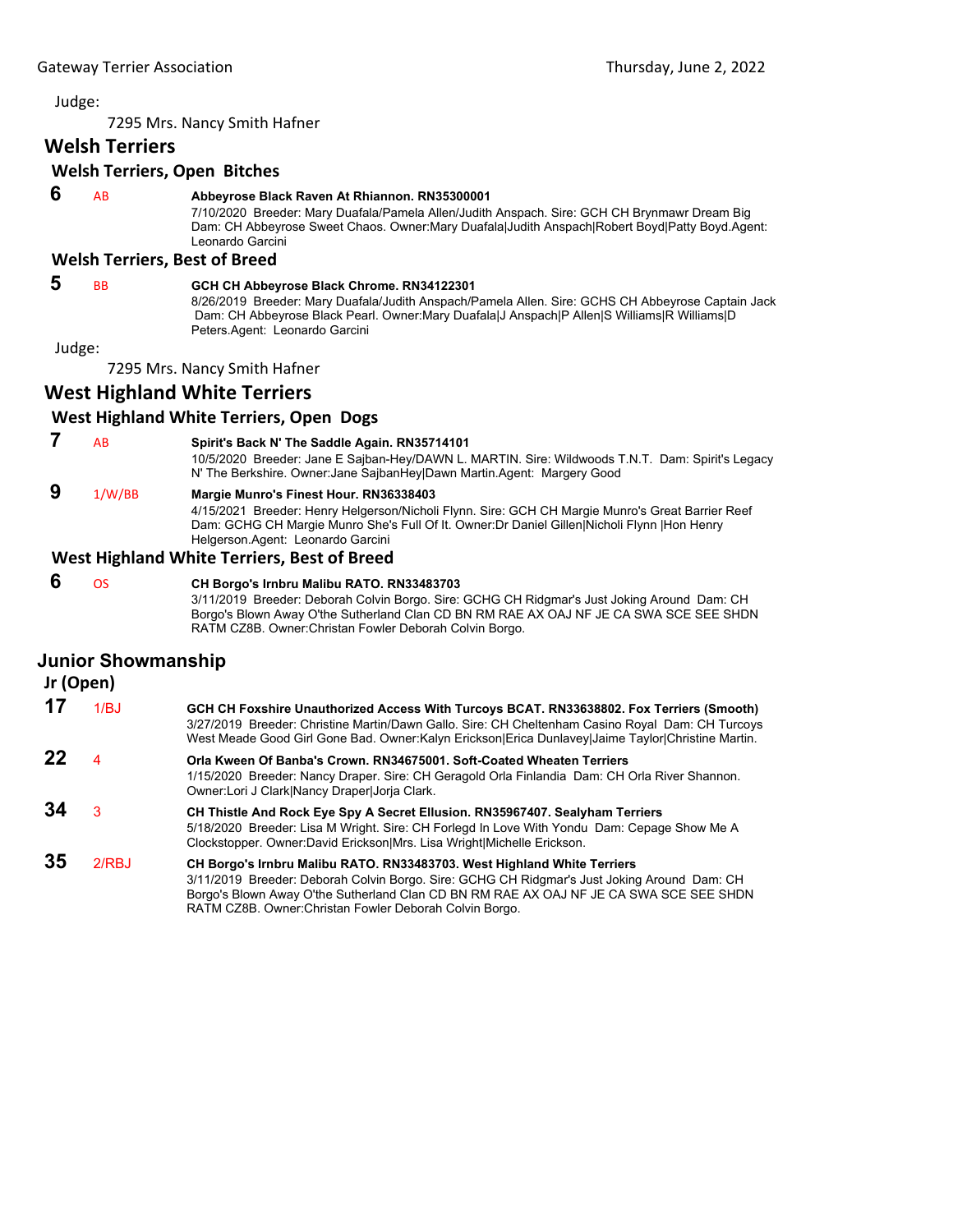Judge:

7295 Mrs. Nancy Smith Hafner

## Welsh Terriers

### Welsh Terriers, Open Bitches

**6** AB **Abbeyrose Black Raven At Rhiannon. RN35300001**
7/10/2020 Breeder: Mary Duafala/Pamela Allen/Judith Anspach. Sire: GCH CH Brynmawr Dream Big Dam: CH Abbeyrose Sweet Chaos. Owner:Mary Duafala|Judith Anspach|Robert Boyd|Patty Boyd.Agent: Leonardo Garcini

### Welsh Terriers, Best of Breed

**5** BB **GCH CH Abbeyrose Black Chrome. RN34122301**
8/26/2019 Breeder: Mary Duafala/Judith Anspach/Pamela Allen. Sire: GCHS CH Abbeyrose Captain Jack Dam: CH Abbeyrose Black Pearl. Owner:Mary Duafala|J Anspach|P Allen|S Williams|R Williams|D Peters.Agent: Leonardo Garcini

Judge:

7295 Mrs. Nancy Smith Hafner

## West Highland White Terriers

### West Highland White Terriers, Open Dogs

**7** AB **Spirit's Back N' The Saddle Again. RN35714101**
10/5/2020 Breeder: Jane E Sajban-Hey/DAWN L. MARTIN. Sire: Wildwoods T.N.T. Dam: Spirit's Legacy N' The Berkshire. Owner:Jane SajbanHey|Dawn Martin.Agent: Margery Good

**9** 1/W/BB **Margie Munro's Finest Hour. RN36338403**
4/15/2021 Breeder: Henry Helgerson/Nicholi Flynn. Sire: GCH CH Margie Munro's Great Barrier Reef Dam: GCHG CH Margie Munro She's Full Of It. Owner:Dr Daniel Gillen|Nicholi Flynn |Hon Henry Helgerson.Agent: Leonardo Garcini

### West Highland White Terriers, Best of Breed

**6** OS **CH Borgo's Irnbru Malibu RATO. RN33483703**
3/11/2019 Breeder: Deborah Colvin Borgo. Sire: GCHG CH Ridgmar's Just Joking Around Dam: CH Borgo's Blown Away O'the Sutherland Clan CD BN RM RAE AX OAJ NF JE CA SWA SCE SEE SHDN RATM CZ8B. Owner:Christan Fowler Deborah Colvin Borgo.

## Junior Showmanship

### Jr (Open)

**17** 1/BJ **GCH CH Foxshire Unauthorized Access With Turcoys BCAT. RN33638802. Fox Terriers (Smooth)**
3/27/2019 Breeder: Christine Martin/Dawn Gallo. Sire: CH Cheltenham Casino Royal Dam: CH Turcoys West Meade Good Girl Gone Bad. Owner:Kalyn Erickson|Erica Dunlavey|Jaime Taylor|Christine Martin.

**22** 4 **Orla Kween Of Banba's Crown. RN34675001. Soft-Coated Wheaten Terriers**
1/15/2020 Breeder: Nancy Draper. Sire: CH Geragold Orla Finlandia Dam: CH Orla River Shannon. Owner:Lori J Clark|Nancy Draper|Jorja Clark.

**34** 3 **CH Thistle And Rock Eye Spy A Secret Ellusion. RN35967407. Sealyham Terriers**
5/18/2020 Breeder: Lisa M Wright. Sire: CH Forlegd In Love With Yondu Dam: Cepage Show Me A Clockstopper. Owner:David Erickson|Mrs. Lisa Wright|Michelle Erickson.

**35** 2/RBJ **CH Borgo's Irnbru Malibu RATO. RN33483703. West Highland White Terriers**
3/11/2019 Breeder: Deborah Colvin Borgo. Sire: GCHG CH Ridgmar's Just Joking Around Dam: CH Borgo's Blown Away O'the Sutherland Clan CD BN RM RAE AX OAJ NF JE CA SWA SCE SEE SHDN RATM CZ8B. Owner:Christan Fowler Deborah Colvin Borgo.